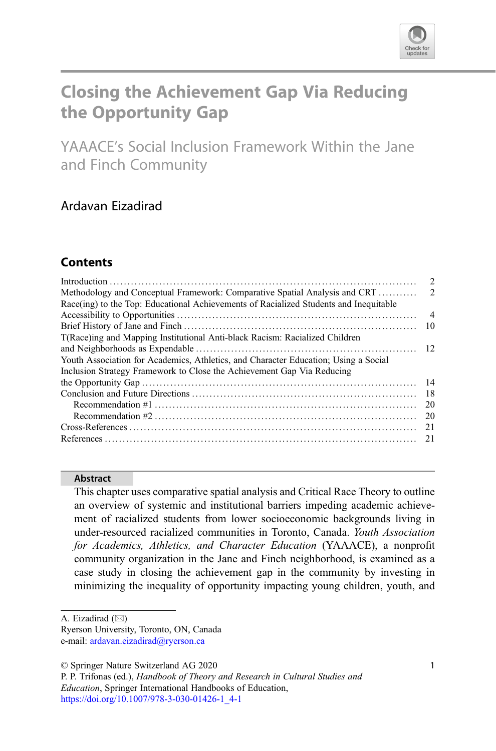# Closing the Achievement Gap Via Reducing the Opportunity Gap

## YAAACE's Social Inclusion Framework Within the Jane and Finch Community

Ardavan Eizadirad

### Contents

| | |
|---|---|
| Introduction | 2 |
| Methodology and Conceptual Framework: Comparative Spatial Analysis and CRT | 2 |
| Race(ing) to the Top: Educational Achievements of Racialized Students and Inequitable Accessibility to Opportunities | 4 |
| Brief History of Jane and Finch | 10 |
| T(Race)ing and Mapping Institutional Anti-black Racism: Racialized Children and Neighborhoods as Expendable | 12 |
| Youth Association for Academics, Athletics, and Character Education; Using a Social Inclusion Strategy Framework to Close the Achievement Gap Via Reducing the Opportunity Gap | 14 |
| Conclusion and Future Directions | 18 |
| Recommendation #1 | 20 |
| Recommendation #2 | 20 |
| Cross-References | 21 |
| References | 21 |

**Abstract**

This chapter uses comparative spatial analysis and Critical Race Theory to outline an overview of systemic and institutional barriers impeding academic achievement of racialized students from lower socioeconomic backgrounds living in under-resourced racialized communities in Toronto, Canada. *Youth Association for Academics, Athletics, and Character Education* (YAAACE), a nonprofit community organization in the Jane and Finch neighborhood, is examined as a case study in closing the achievement gap in the community by investing in minimizing the inequality of opportunity impacting young children, youth, and

---

A. Eizadirad (✉)
Ryerson University, Toronto, ON, Canada
e-mail: ardavan.eizadirad@ryerson.ca

© Springer Nature Switzerland AG 2020
P. P. Trifonas (ed.), *Handbook of Theory and Research in Cultural Studies and Education*, Springer International Handbooks of Education,
https://doi.org/10.1007/978-3-030-01426-1_4-1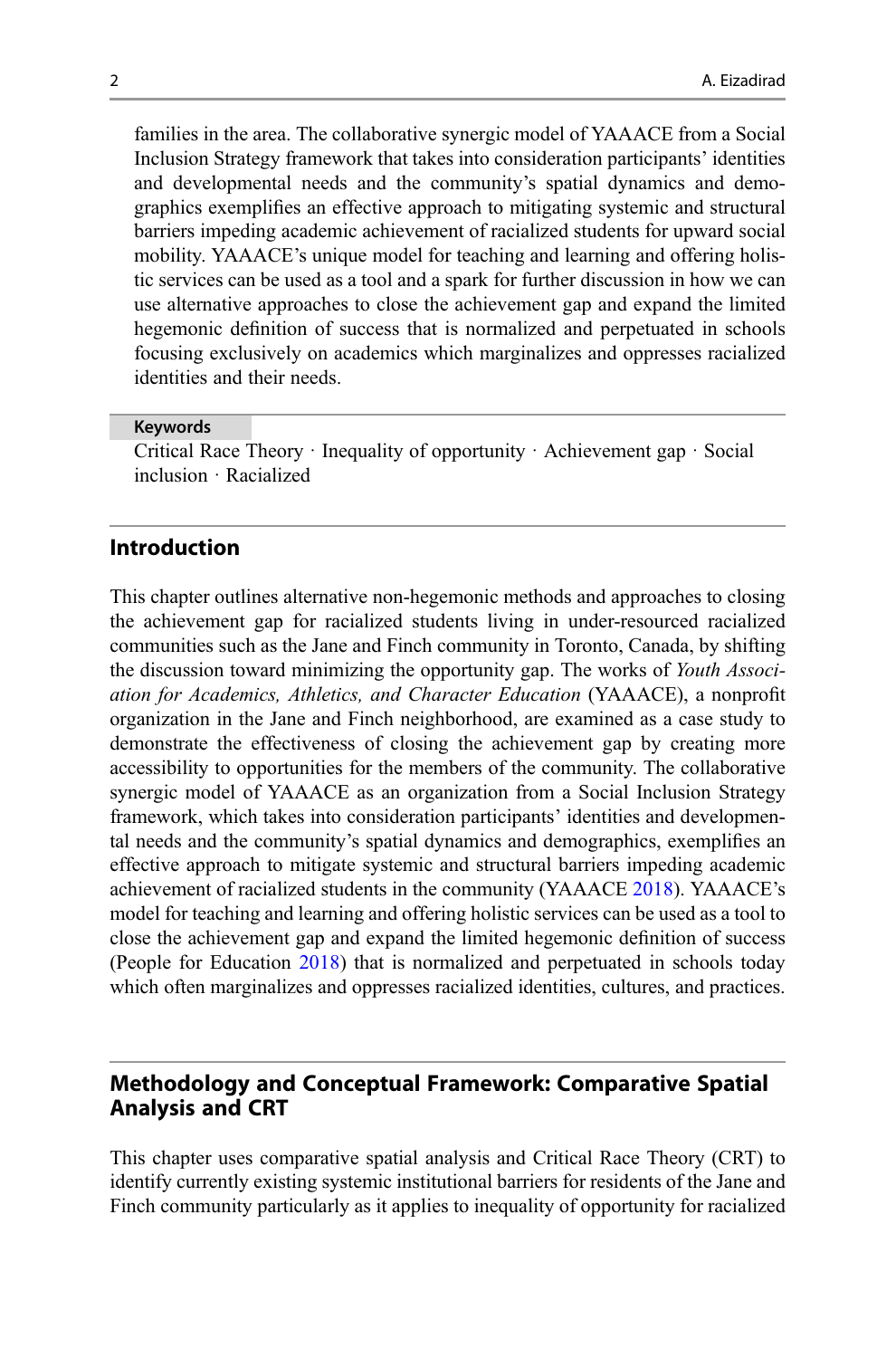families in the area. The collaborative synergic model of YAAACE from a Social Inclusion Strategy framework that takes into consideration participants' identities and developmental needs and the community's spatial dynamics and demographics exemplifies an effective approach to mitigating systemic and structural barriers impeding academic achievement of racialized students for upward social mobility. YAAACE's unique model for teaching and learning and offering holistic services can be used as a tool and a spark for further discussion in how we can use alternative approaches to close the achievement gap and expand the limited hegemonic definition of success that is normalized and perpetuated in schools focusing exclusively on academics which marginalizes and oppresses racialized identities and their needs.

**Keywords**

Critical Race Theory · Inequality of opportunity · Achievement gap · Social inclusion · Racialized

## Introduction

This chapter outlines alternative non-hegemonic methods and approaches to closing the achievement gap for racialized students living in under-resourced racialized communities such as the Jane and Finch community in Toronto, Canada, by shifting the discussion toward minimizing the opportunity gap. The works of *Youth Association for Academics, Athletics, and Character Education* (YAAACE), a nonprofit organization in the Jane and Finch neighborhood, are examined as a case study to demonstrate the effectiveness of closing the achievement gap by creating more accessibility to opportunities for the members of the community. The collaborative synergic model of YAAACE as an organization from a Social Inclusion Strategy framework, which takes into consideration participants' identities and developmental needs and the community's spatial dynamics and demographics, exemplifies an effective approach to mitigate systemic and structural barriers impeding academic achievement of racialized students in the community (YAAACE 2018). YAAACE's model for teaching and learning and offering holistic services can be used as a tool to close the achievement gap and expand the limited hegemonic definition of success (People for Education 2018) that is normalized and perpetuated in schools today which often marginalizes and oppresses racialized identities, cultures, and practices.

## Methodology and Conceptual Framework: Comparative Spatial Analysis and CRT

This chapter uses comparative spatial analysis and Critical Race Theory (CRT) to identify currently existing systemic institutional barriers for residents of the Jane and Finch community particularly as it applies to inequality of opportunity for racialized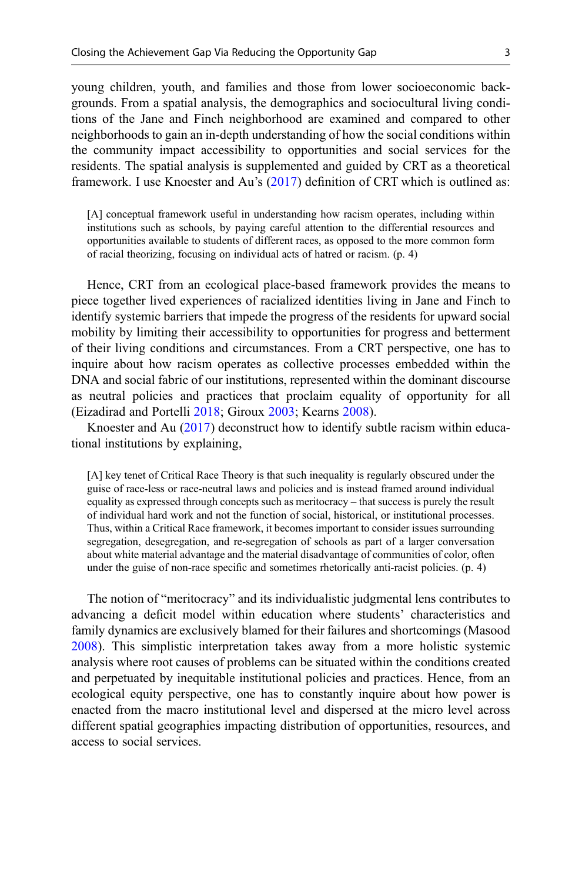young children, youth, and families and those from lower socioeconomic backgrounds. From a spatial analysis, the demographics and sociocultural living conditions of the Jane and Finch neighborhood are examined and compared to other neighborhoods to gain an in-depth understanding of how the social conditions within the community impact accessibility to opportunities and social services for the residents. The spatial analysis is supplemented and guided by CRT as a theoretical framework. I use Knoester and Au's (2017) definition of CRT which is outlined as:

> [A] conceptual framework useful in understanding how racism operates, including within institutions such as schools, by paying careful attention to the differential resources and opportunities available to students of different races, as opposed to the more common form of racial theorizing, focusing on individual acts of hatred or racism. (p. 4)

Hence, CRT from an ecological place-based framework provides the means to piece together lived experiences of racialized identities living in Jane and Finch to identify systemic barriers that impede the progress of the residents for upward social mobility by limiting their accessibility to opportunities for progress and betterment of their living conditions and circumstances. From a CRT perspective, one has to inquire about how racism operates as collective processes embedded within the DNA and social fabric of our institutions, represented within the dominant discourse as neutral policies and practices that proclaim equality of opportunity for all (Eizadirad and Portelli 2018; Giroux 2003; Kearns 2008).

Knoester and Au (2017) deconstruct how to identify subtle racism within educational institutions by explaining,

> [A] key tenet of Critical Race Theory is that such inequality is regularly obscured under the guise of race-less or race-neutral laws and policies and is instead framed around individual equality as expressed through concepts such as meritocracy – that success is purely the result of individual hard work and not the function of social, historical, or institutional processes. Thus, within a Critical Race framework, it becomes important to consider issues surrounding segregation, desegregation, and re-segregation of schools as part of a larger conversation about white material advantage and the material disadvantage of communities of color, often under the guise of non-race specific and sometimes rhetorically anti-racist policies. (p. 4)

The notion of "meritocracy" and its individualistic judgmental lens contributes to advancing a deficit model within education where students' characteristics and family dynamics are exclusively blamed for their failures and shortcomings (Masood 2008). This simplistic interpretation takes away from a more holistic systemic analysis where root causes of problems can be situated within the conditions created and perpetuated by inequitable institutional policies and practices. Hence, from an ecological equity perspective, one has to constantly inquire about how power is enacted from the macro institutional level and dispersed at the micro level across different spatial geographies impacting distribution of opportunities, resources, and access to social services.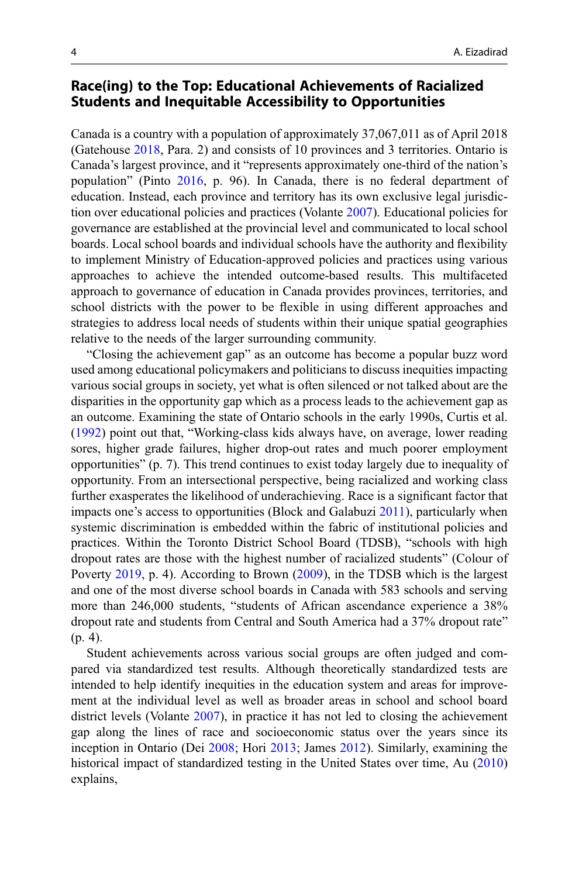## Race(ing) to the Top: Educational Achievements of Racialized Students and Inequitable Accessibility to Opportunities

Canada is a country with a population of approximately 37,067,011 as of April 2018 (Gatehouse 2018, Para. 2) and consists of 10 provinces and 3 territories. Ontario is Canada's largest province, and it "represents approximately one-third of the nation's population" (Pinto 2016, p. 96). In Canada, there is no federal department of education. Instead, each province and territory has its own exclusive legal jurisdiction over educational policies and practices (Volante 2007). Educational policies for governance are established at the provincial level and communicated to local school boards. Local school boards and individual schools have the authority and flexibility to implement Ministry of Education-approved policies and practices using various approaches to achieve the intended outcome-based results. This multifaceted approach to governance of education in Canada provides provinces, territories, and school districts with the power to be flexible in using different approaches and strategies to address local needs of students within their unique spatial geographies relative to the needs of the larger surrounding community.

"Closing the achievement gap" as an outcome has become a popular buzz word used among educational policymakers and politicians to discuss inequities impacting various social groups in society, yet what is often silenced or not talked about are the disparities in the opportunity gap which as a process leads to the achievement gap as an outcome. Examining the state of Ontario schools in the early 1990s, Curtis et al. (1992) point out that, "Working-class kids always have, on average, lower reading sores, higher grade failures, higher drop-out rates and much poorer employment opportunities" (p. 7). This trend continues to exist today largely due to inequality of opportunity. From an intersectional perspective, being racialized and working class further exasperates the likelihood of underachieving. Race is a significant factor that impacts one's access to opportunities (Block and Galabuzi 2011), particularly when systemic discrimination is embedded within the fabric of institutional policies and practices. Within the Toronto District School Board (TDSB), "schools with high dropout rates are those with the highest number of racialized students" (Colour of Poverty 2019, p. 4). According to Brown (2009), in the TDSB which is the largest and one of the most diverse school boards in Canada with 583 schools and serving more than 246,000 students, "students of African ascendance experience a 38% dropout rate and students from Central and South America had a 37% dropout rate" (p. 4).

Student achievements across various social groups are often judged and compared via standardized test results. Although theoretically standardized tests are intended to help identify inequities in the education system and areas for improvement at the individual level as well as broader areas in school and school board district levels (Volante 2007), in practice it has not led to closing the achievement gap along the lines of race and socioeconomic status over the years since its inception in Ontario (Dei 2008; Hori 2013; James 2012). Similarly, examining the historical impact of standardized testing in the United States over time, Au (2010) explains,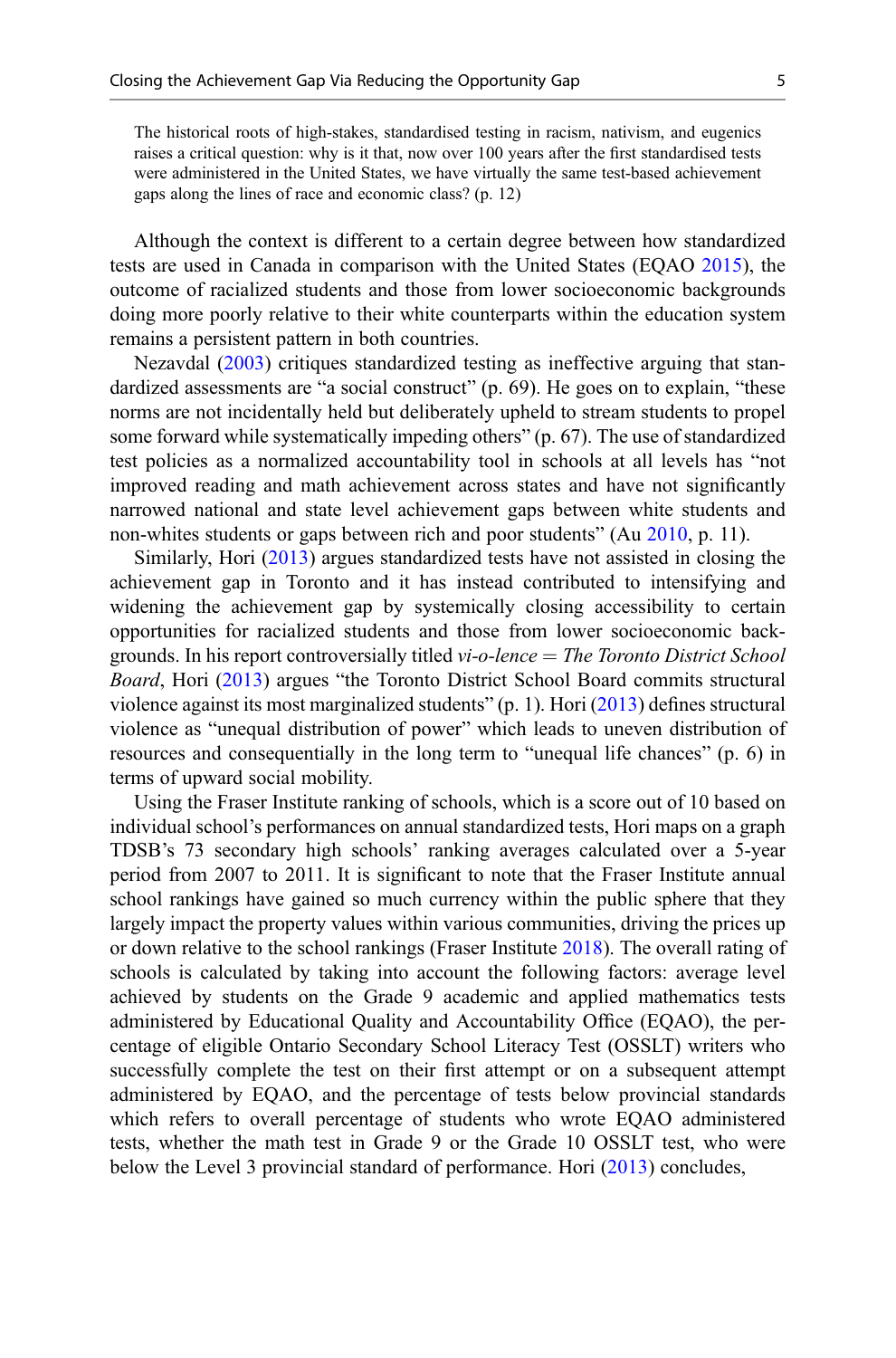> The historical roots of high-stakes, standardised testing in racism, nativism, and eugenics raises a critical question: why is it that, now over 100 years after the first standardised tests were administered in the United States, we have virtually the same test-based achievement gaps along the lines of race and economic class? (p. 12)

Although the context is different to a certain degree between how standardized tests are used in Canada in comparison with the United States (EQAO 2015), the outcome of racialized students and those from lower socioeconomic backgrounds doing more poorly relative to their white counterparts within the education system remains a persistent pattern in both countries.

Nezavdal (2003) critiques standardized testing as ineffective arguing that standardized assessments are "a social construct" (p. 69). He goes on to explain, "these norms are not incidentally held but deliberately upheld to stream students to propel some forward while systematically impeding others" (p. 67). The use of standardized test policies as a normalized accountability tool in schools at all levels has "not improved reading and math achievement across states and have not significantly narrowed national and state level achievement gaps between white students and non-whites students or gaps between rich and poor students" (Au 2010, p. 11).

Similarly, Hori (2013) argues standardized tests have not assisted in closing the achievement gap in Toronto and it has instead contributed to intensifying and widening the achievement gap by systemically closing accessibility to certain opportunities for racialized students and those from lower socioeconomic backgrounds. In his report controversially titled *vi-o-lence = The Toronto District School Board*, Hori (2013) argues "the Toronto District School Board commits structural violence against its most marginalized students" (p. 1). Hori (2013) defines structural violence as "unequal distribution of power" which leads to uneven distribution of resources and consequentially in the long term to "unequal life chances" (p. 6) in terms of upward social mobility.

Using the Fraser Institute ranking of schools, which is a score out of 10 based on individual school's performances on annual standardized tests, Hori maps on a graph TDSB's 73 secondary high schools' ranking averages calculated over a 5-year period from 2007 to 2011. It is significant to note that the Fraser Institute annual school rankings have gained so much currency within the public sphere that they largely impact the property values within various communities, driving the prices up or down relative to the school rankings (Fraser Institute 2018). The overall rating of schools is calculated by taking into account the following factors: average level achieved by students on the Grade 9 academic and applied mathematics tests administered by Educational Quality and Accountability Office (EQAO), the percentage of eligible Ontario Secondary School Literacy Test (OSSLT) writers who successfully complete the test on their first attempt or on a subsequent attempt administered by EQAO, and the percentage of tests below provincial standards which refers to overall percentage of students who wrote EQAO administered tests, whether the math test in Grade 9 or the Grade 10 OSSLT test, who were below the Level 3 provincial standard of performance. Hori (2013) concludes,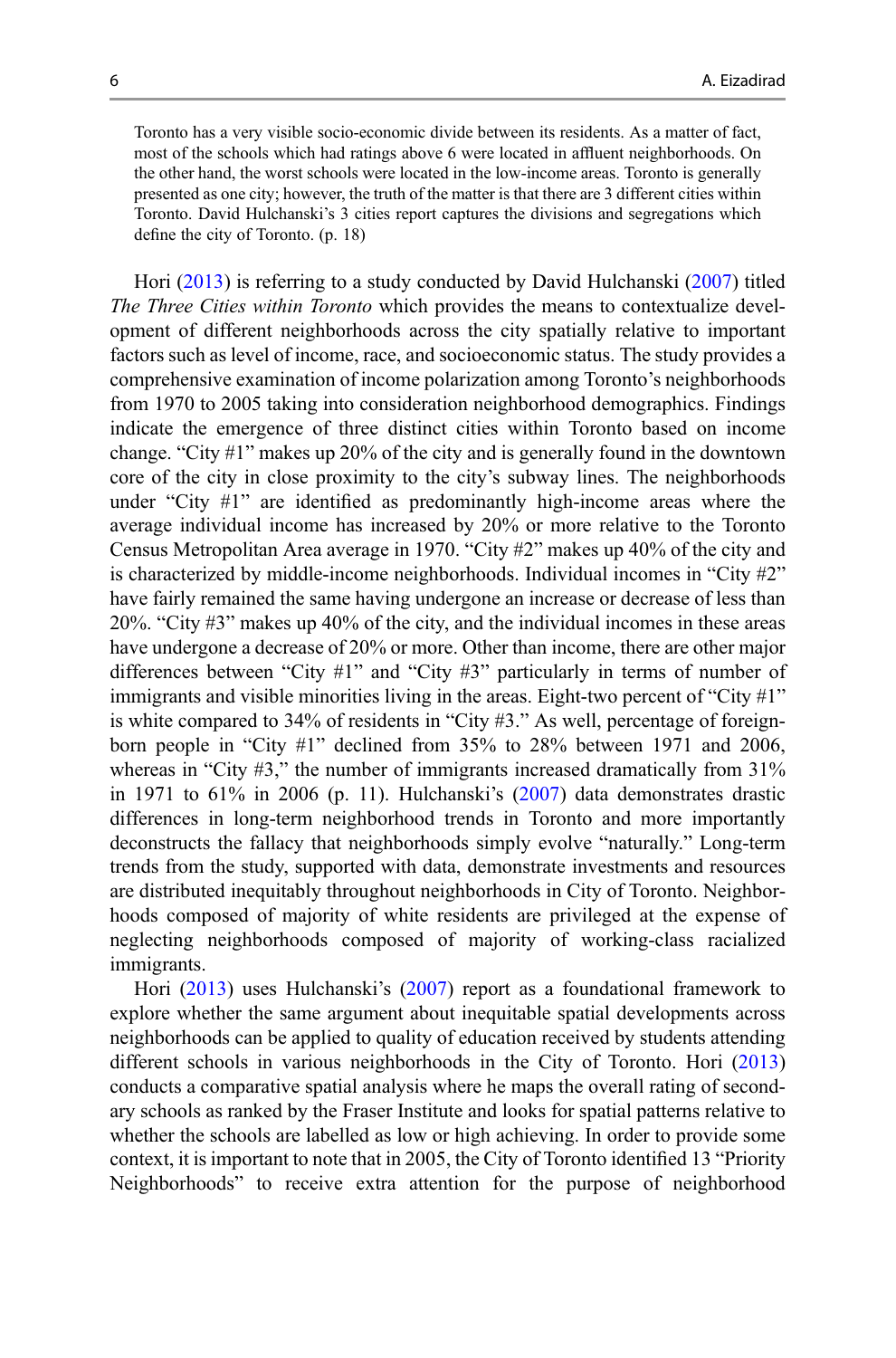> Toronto has a very visible socio-economic divide between its residents. As a matter of fact, most of the schools which had ratings above 6 were located in affluent neighborhoods. On the other hand, the worst schools were located in the low-income areas. Toronto is generally presented as one city; however, the truth of the matter is that there are 3 different cities within Toronto. David Hulchanski's 3 cities report captures the divisions and segregations which define the city of Toronto. (p. 18)

Hori (2013) is referring to a study conducted by David Hulchanski (2007) titled *The Three Cities within Toronto* which provides the means to contextualize development of different neighborhoods across the city spatially relative to important factors such as level of income, race, and socioeconomic status. The study provides a comprehensive examination of income polarization among Toronto's neighborhoods from 1970 to 2005 taking into consideration neighborhood demographics. Findings indicate the emergence of three distinct cities within Toronto based on income change. "City #1" makes up 20% of the city and is generally found in the downtown core of the city in close proximity to the city's subway lines. The neighborhoods under "City #1" are identified as predominantly high-income areas where the average individual income has increased by 20% or more relative to the Toronto Census Metropolitan Area average in 1970. "City #2" makes up 40% of the city and is characterized by middle-income neighborhoods. Individual incomes in "City #2" have fairly remained the same having undergone an increase or decrease of less than 20%. "City #3" makes up 40% of the city, and the individual incomes in these areas have undergone a decrease of 20% or more. Other than income, there are other major differences between "City #1" and "City #3" particularly in terms of number of immigrants and visible minorities living in the areas. Eight-two percent of "City #1" is white compared to 34% of residents in "City #3." As well, percentage of foreign-born people in "City #1" declined from 35% to 28% between 1971 and 2006, whereas in "City #3," the number of immigrants increased dramatically from 31% in 1971 to 61% in 2006 (p. 11). Hulchanski's (2007) data demonstrates drastic differences in long-term neighborhood trends in Toronto and more importantly deconstructs the fallacy that neighborhoods simply evolve "naturally." Long-term trends from the study, supported with data, demonstrate investments and resources are distributed inequitably throughout neighborhoods in City of Toronto. Neighborhoods composed of majority of white residents are privileged at the expense of neglecting neighborhoods composed of majority of working-class racialized immigrants.

Hori (2013) uses Hulchanski's (2007) report as a foundational framework to explore whether the same argument about inequitable spatial developments across neighborhoods can be applied to quality of education received by students attending different schools in various neighborhoods in the City of Toronto. Hori (2013) conducts a comparative spatial analysis where he maps the overall rating of secondary schools as ranked by the Fraser Institute and looks for spatial patterns relative to whether the schools are labelled as low or high achieving. In order to provide some context, it is important to note that in 2005, the City of Toronto identified 13 "Priority Neighborhoods" to receive extra attention for the purpose of neighborhood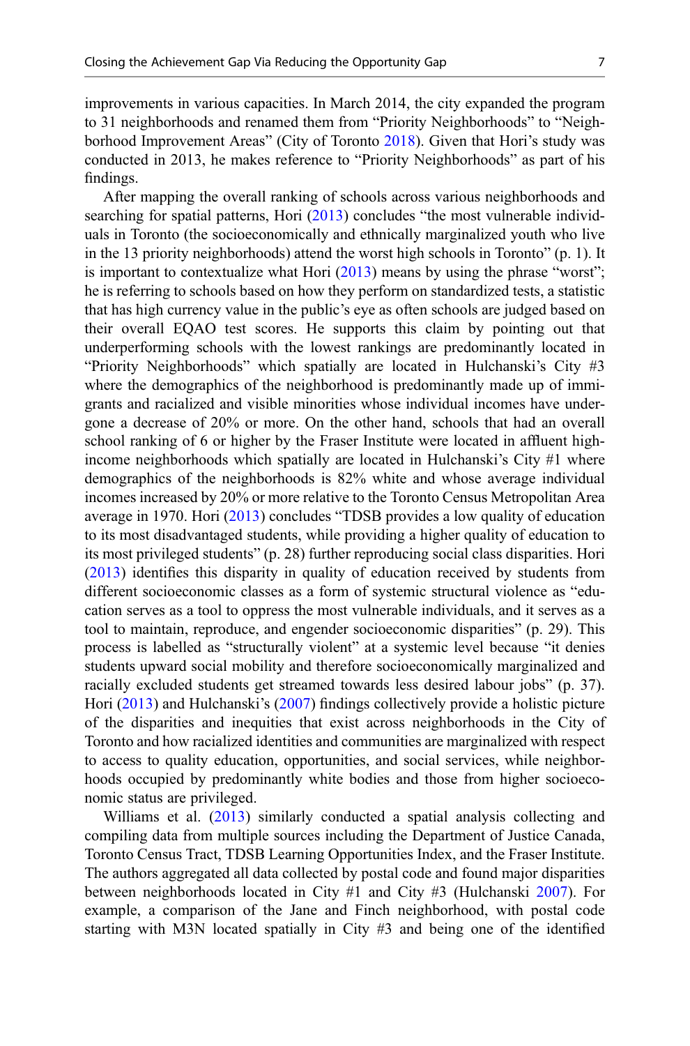improvements in various capacities. In March 2014, the city expanded the program to 31 neighborhoods and renamed them from "Priority Neighborhoods" to "Neighborhood Improvement Areas" (City of Toronto 2018). Given that Hori's study was conducted in 2013, he makes reference to "Priority Neighborhoods" as part of his findings.

After mapping the overall ranking of schools across various neighborhoods and searching for spatial patterns, Hori (2013) concludes "the most vulnerable individuals in Toronto (the socioeconomically and ethnically marginalized youth who live in the 13 priority neighborhoods) attend the worst high schools in Toronto" (p. 1). It is important to contextualize what Hori (2013) means by using the phrase "worst"; he is referring to schools based on how they perform on standardized tests, a statistic that has high currency value in the public's eye as often schools are judged based on their overall EQAO test scores. He supports this claim by pointing out that underperforming schools with the lowest rankings are predominantly located in "Priority Neighborhoods" which spatially are located in Hulchanski's City #3 where the demographics of the neighborhood is predominantly made up of immigrants and racialized and visible minorities whose individual incomes have undergone a decrease of 20% or more. On the other hand, schools that had an overall school ranking of 6 or higher by the Fraser Institute were located in affluent high-income neighborhoods which spatially are located in Hulchanski's City #1 where demographics of the neighborhoods is 82% white and whose average individual incomes increased by 20% or more relative to the Toronto Census Metropolitan Area average in 1970. Hori (2013) concludes "TDSB provides a low quality of education to its most disadvantaged students, while providing a higher quality of education to its most privileged students" (p. 28) further reproducing social class disparities. Hori (2013) identifies this disparity in quality of education received by students from different socioeconomic classes as a form of systemic structural violence as "education serves as a tool to oppress the most vulnerable individuals, and it serves as a tool to maintain, reproduce, and engender socioeconomic disparities" (p. 29). This process is labelled as "structurally violent" at a systemic level because "it denies students upward social mobility and therefore socioeconomically marginalized and racially excluded students get streamed towards less desired labour jobs" (p. 37). Hori (2013) and Hulchanski's (2007) findings collectively provide a holistic picture of the disparities and inequities that exist across neighborhoods in the City of Toronto and how racialized identities and communities are marginalized with respect to access to quality education, opportunities, and social services, while neighborhoods occupied by predominantly white bodies and those from higher socioeconomic status are privileged.

Williams et al. (2013) similarly conducted a spatial analysis collecting and compiling data from multiple sources including the Department of Justice Canada, Toronto Census Tract, TDSB Learning Opportunities Index, and the Fraser Institute. The authors aggregated all data collected by postal code and found major disparities between neighborhoods located in City #1 and City #3 (Hulchanski 2007). For example, a comparison of the Jane and Finch neighborhood, with postal code starting with M3N located spatially in City #3 and being one of the identified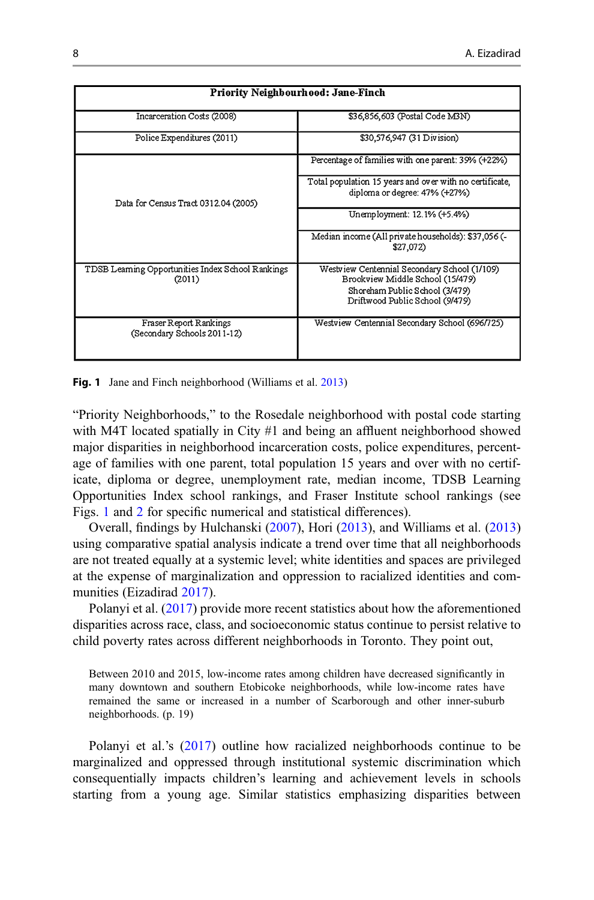| Priority Neighbourhood: Jane-Finch | |
|---|---|
| Incarceration Costs (2008) | $36,856,603 (Postal Code M3N) |
| Police Expenditures (2011) | $30,576,947 (31 Division) |
| Data for Census Tract 0312.04 (2005) | Percentage of families with one parent: 39% (+22%) |
| | Total population 15 years and over with no certificate, diploma or degree: 47% (+27%) |
| | Unemployment: 12.1% (+5.4%) |
| | Median income (All private households): $37,056 (-$27,072) |
| TDSB Learning Opportunities Index School Rankings (2011) | Westview Centennial Secondary School (1/109) Brookview Middle School (15/479) Shoreham Public School (3/479) Driftwood Public School (9/479) |
| Fraser Report Rankings (Secondary Schools 2011-12) | Westview Centennial Secondary School (696/725) |

**Fig. 1** Jane and Finch neighborhood (Williams et al. 2013)

"Priority Neighborhoods," to the Rosedale neighborhood with postal code starting with M4T located spatially in City #1 and being an affluent neighborhood showed major disparities in neighborhood incarceration costs, police expenditures, percentage of families with one parent, total population 15 years and over with no certificate, diploma or degree, unemployment rate, median income, TDSB Learning Opportunities Index school rankings, and Fraser Institute school rankings (see Figs. 1 and 2 for specific numerical and statistical differences).

Overall, findings by Hulchanski (2007), Hori (2013), and Williams et al. (2013) using comparative spatial analysis indicate a trend over time that all neighborhoods are not treated equally at a systemic level; white identities and spaces are privileged at the expense of marginalization and oppression to racialized identities and communities (Eizadirad 2017).

Polanyi et al. (2017) provide more recent statistics about how the aforementioned disparities across race, class, and socioeconomic status continue to persist relative to child poverty rates across different neighborhoods in Toronto. They point out,

> Between 2010 and 2015, low-income rates among children have decreased significantly in many downtown and southern Etobicoke neighborhoods, while low-income rates have remained the same or increased in a number of Scarborough and other inner-suburb neighborhoods. (p. 19)

Polanyi et al.'s (2017) outline how racialized neighborhoods continue to be marginalized and oppressed through institutional systemic discrimination which consequentially impacts children's learning and achievement levels in schools starting from a young age. Similar statistics emphasizing disparities between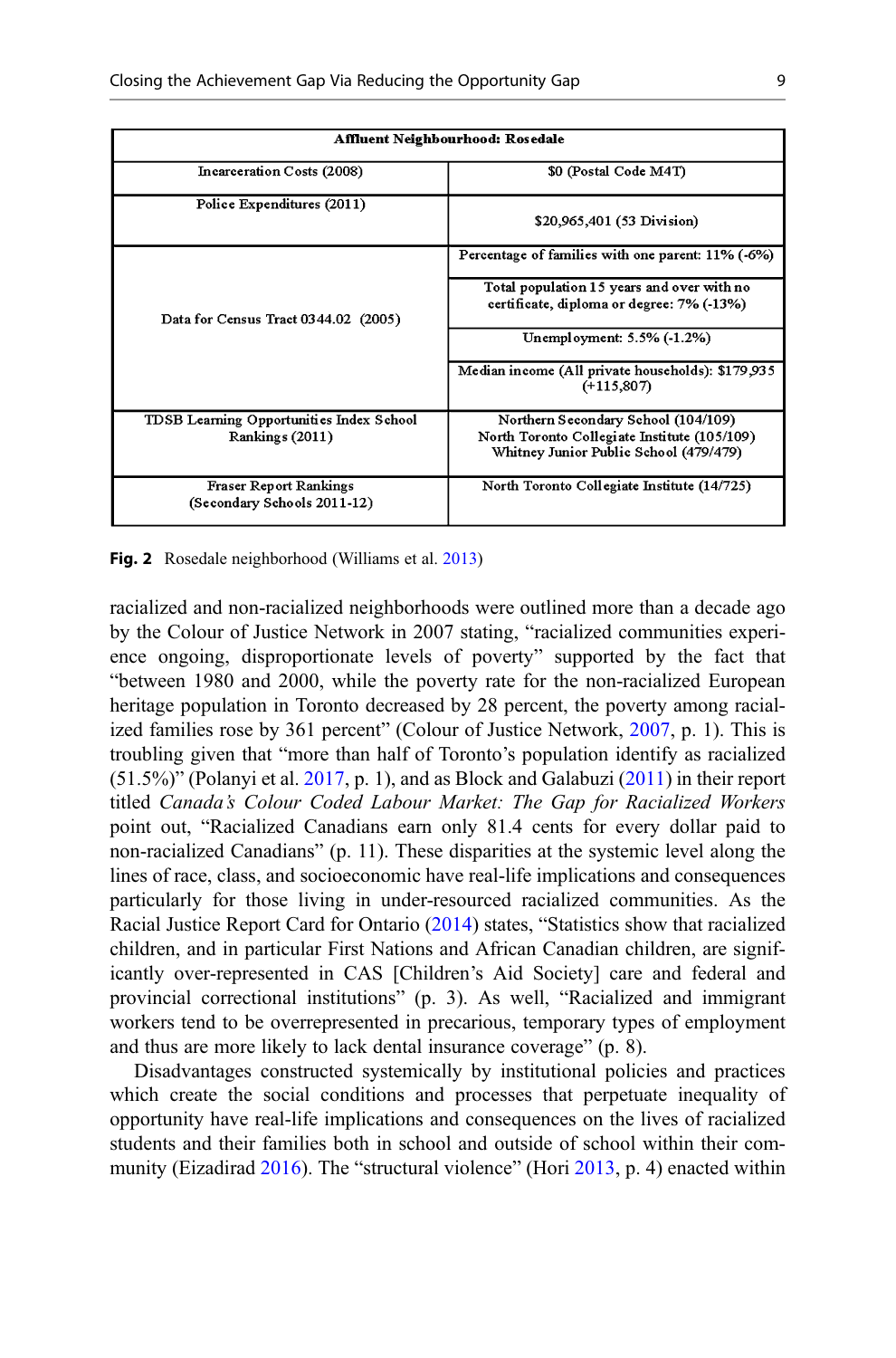| Affluent Neighbourhood: Rosedale | |
|---|---|
| Incarceration Costs (2008) | $0 (Postal Code M4T) |
| Police Expenditures (2011) | $20,965,401 (53 Division) |
| Data for Census Tract 0344.02 (2005) | Percentage of families with one parent: 11% (-6%) |
| | Total population 15 years and over with no certificate, diploma or degree: 7% (-13%) |
| | Unemployment: 5.5% (-1.2%) |
| | Median income (All private households): $179,935 (+115,807) |
| TDSB Learning Opportunities Index School Rankings (2011) | Northern Secondary School (104/109) North Toronto Collegiate Institute (105/109) Whitney Junior Public School (479/479) |
| Fraser Report Rankings (Secondary Schools 2011-12) | North Toronto Collegiate Institute (14/725) |

**Fig. 2** Rosedale neighborhood (Williams et al. 2013)

racialized and non-racialized neighborhoods were outlined more than a decade ago by the Colour of Justice Network in 2007 stating, "racialized communities experience ongoing, disproportionate levels of poverty" supported by the fact that "between 1980 and 2000, while the poverty rate for the non-racialized European heritage population in Toronto decreased by 28 percent, the poverty among racialized families rose by 361 percent" (Colour of Justice Network, 2007, p. 1). This is troubling given that "more than half of Toronto's population identify as racialized (51.5%)" (Polanyi et al. 2017, p. 1), and as Block and Galabuzi (2011) in their report titled *Canada's Colour Coded Labour Market: The Gap for Racialized Workers* point out, "Racialized Canadians earn only 81.4 cents for every dollar paid to non-racialized Canadians" (p. 11). These disparities at the systemic level along the lines of race, class, and socioeconomic have real-life implications and consequences particularly for those living in under-resourced racialized communities. As the Racial Justice Report Card for Ontario (2014) states, "Statistics show that racialized children, and in particular First Nations and African Canadian children, are significantly over-represented in CAS [Children's Aid Society] care and federal and provincial correctional institutions" (p. 3). As well, "Racialized and immigrant workers tend to be overrepresented in precarious, temporary types of employment and thus are more likely to lack dental insurance coverage" (p. 8).

Disadvantages constructed systemically by institutional policies and practices which create the social conditions and processes that perpetuate inequality of opportunity have real-life implications and consequences on the lives of racialized students and their families both in school and outside of school within their community (Eizadirad 2016). The "structural violence" (Hori 2013, p. 4) enacted within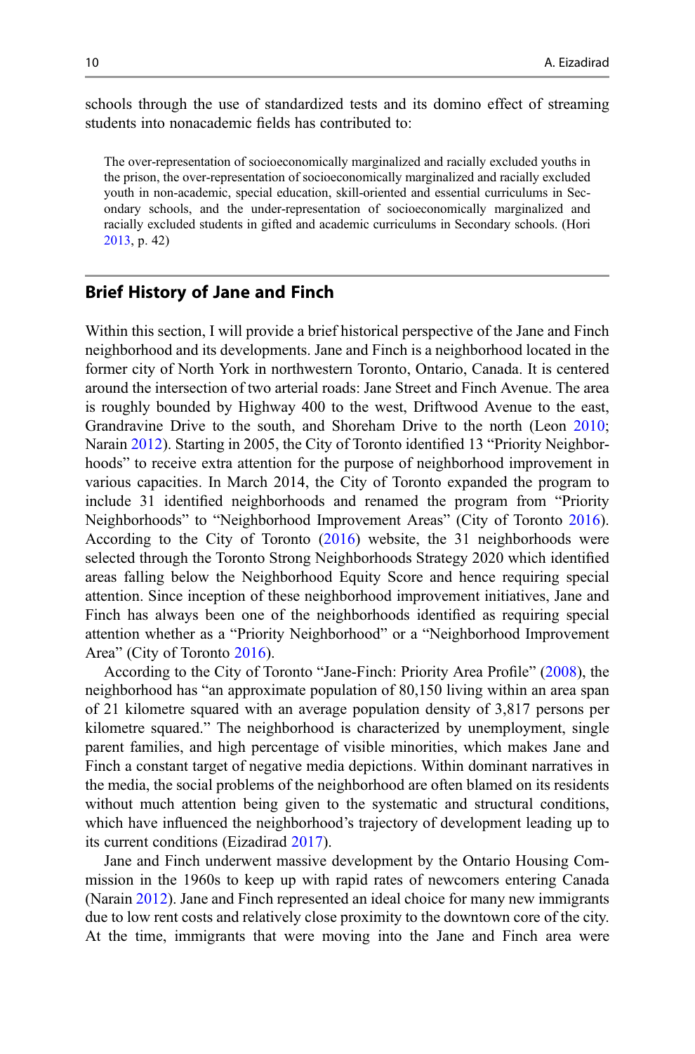schools through the use of standardized tests and its domino effect of streaming students into nonacademic fields has contributed to:

> The over-representation of socioeconomically marginalized and racially excluded youths in the prison, the over-representation of socioeconomically marginalized and racially excluded youth in non-academic, special education, skill-oriented and essential curriculums in Secondary schools, and the under-representation of socioeconomically marginalized and racially excluded students in gifted and academic curriculums in Secondary schools. (Hori 2013, p. 42)

## Brief History of Jane and Finch

Within this section, I will provide a brief historical perspective of the Jane and Finch neighborhood and its developments. Jane and Finch is a neighborhood located in the former city of North York in northwestern Toronto, Ontario, Canada. It is centered around the intersection of two arterial roads: Jane Street and Finch Avenue. The area is roughly bounded by Highway 400 to the west, Driftwood Avenue to the east, Grandravine Drive to the south, and Shoreham Drive to the north (Leon 2010; Narain 2012). Starting in 2005, the City of Toronto identified 13 "Priority Neighborhoods" to receive extra attention for the purpose of neighborhood improvement in various capacities. In March 2014, the City of Toronto expanded the program to include 31 identified neighborhoods and renamed the program from "Priority Neighborhoods" to "Neighborhood Improvement Areas" (City of Toronto 2016). According to the City of Toronto (2016) website, the 31 neighborhoods were selected through the Toronto Strong Neighborhoods Strategy 2020 which identified areas falling below the Neighborhood Equity Score and hence requiring special attention. Since inception of these neighborhood improvement initiatives, Jane and Finch has always been one of the neighborhoods identified as requiring special attention whether as a "Priority Neighborhood" or a "Neighborhood Improvement Area" (City of Toronto 2016).

According to the City of Toronto "Jane-Finch: Priority Area Profile" (2008), the neighborhood has "an approximate population of 80,150 living within an area span of 21 kilometre squared with an average population density of 3,817 persons per kilometre squared." The neighborhood is characterized by unemployment, single parent families, and high percentage of visible minorities, which makes Jane and Finch a constant target of negative media depictions. Within dominant narratives in the media, the social problems of the neighborhood are often blamed on its residents without much attention being given to the systematic and structural conditions, which have influenced the neighborhood's trajectory of development leading up to its current conditions (Eizadirad 2017).

Jane and Finch underwent massive development by the Ontario Housing Commission in the 1960s to keep up with rapid rates of newcomers entering Canada (Narain 2012). Jane and Finch represented an ideal choice for many new immigrants due to low rent costs and relatively close proximity to the downtown core of the city. At the time, immigrants that were moving into the Jane and Finch area were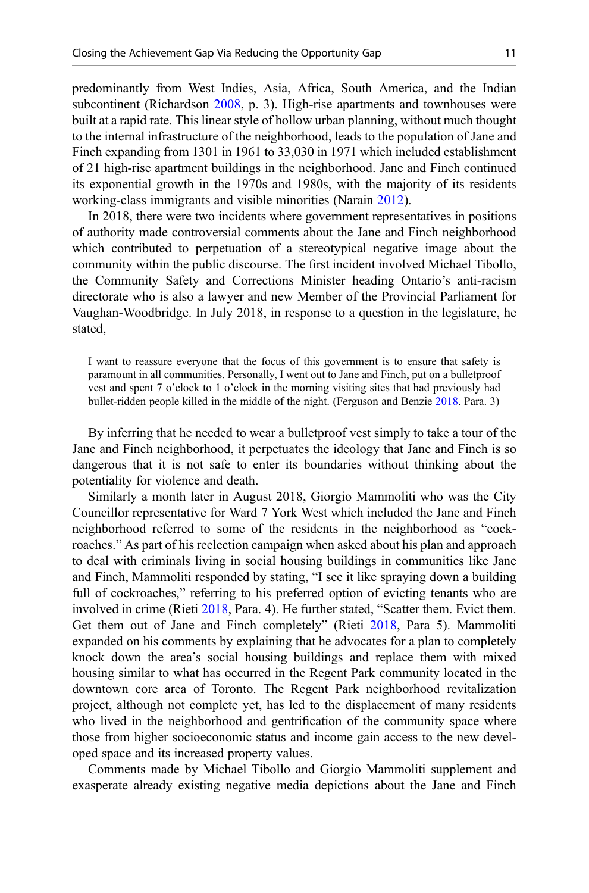predominantly from West Indies, Asia, Africa, South America, and the Indian subcontinent (Richardson 2008, p. 3). High-rise apartments and townhouses were built at a rapid rate. This linear style of hollow urban planning, without much thought to the internal infrastructure of the neighborhood, leads to the population of Jane and Finch expanding from 1301 in 1961 to 33,030 in 1971 which included establishment of 21 high-rise apartment buildings in the neighborhood. Jane and Finch continued its exponential growth in the 1970s and 1980s, with the majority of its residents working-class immigrants and visible minorities (Narain 2012).

In 2018, there were two incidents where government representatives in positions of authority made controversial comments about the Jane and Finch neighborhood which contributed to perpetuation of a stereotypical negative image about the community within the public discourse. The first incident involved Michael Tibollo, the Community Safety and Corrections Minister heading Ontario's anti-racism directorate who is also a lawyer and new Member of the Provincial Parliament for Vaughan-Woodbridge. In July 2018, in response to a question in the legislature, he stated,

> I want to reassure everyone that the focus of this government is to ensure that safety is paramount in all communities. Personally, I went out to Jane and Finch, put on a bulletproof vest and spent 7 o'clock to 1 o'clock in the morning visiting sites that had previously had bullet-ridden people killed in the middle of the night. (Ferguson and Benzie 2018. Para. 3)

By inferring that he needed to wear a bulletproof vest simply to take a tour of the Jane and Finch neighborhood, it perpetuates the ideology that Jane and Finch is so dangerous that it is not safe to enter its boundaries without thinking about the potentiality for violence and death.

Similarly a month later in August 2018, Giorgio Mammoliti who was the City Councillor representative for Ward 7 York West which included the Jane and Finch neighborhood referred to some of the residents in the neighborhood as "cock-roaches." As part of his reelection campaign when asked about his plan and approach to deal with criminals living in social housing buildings in communities like Jane and Finch, Mammoliti responded by stating, "I see it like spraying down a building full of cockroaches," referring to his preferred option of evicting tenants who are involved in crime (Rieti 2018, Para. 4). He further stated, "Scatter them. Evict them. Get them out of Jane and Finch completely" (Rieti 2018, Para 5). Mammoliti expanded on his comments by explaining that he advocates for a plan to completely knock down the area's social housing buildings and replace them with mixed housing similar to what has occurred in the Regent Park community located in the downtown core area of Toronto. The Regent Park neighborhood revitalization project, although not complete yet, has led to the displacement of many residents who lived in the neighborhood and gentrification of the community space where those from higher socioeconomic status and income gain access to the new developed space and its increased property values.

Comments made by Michael Tibollo and Giorgio Mammoliti supplement and exasperate already existing negative media depictions about the Jane and Finch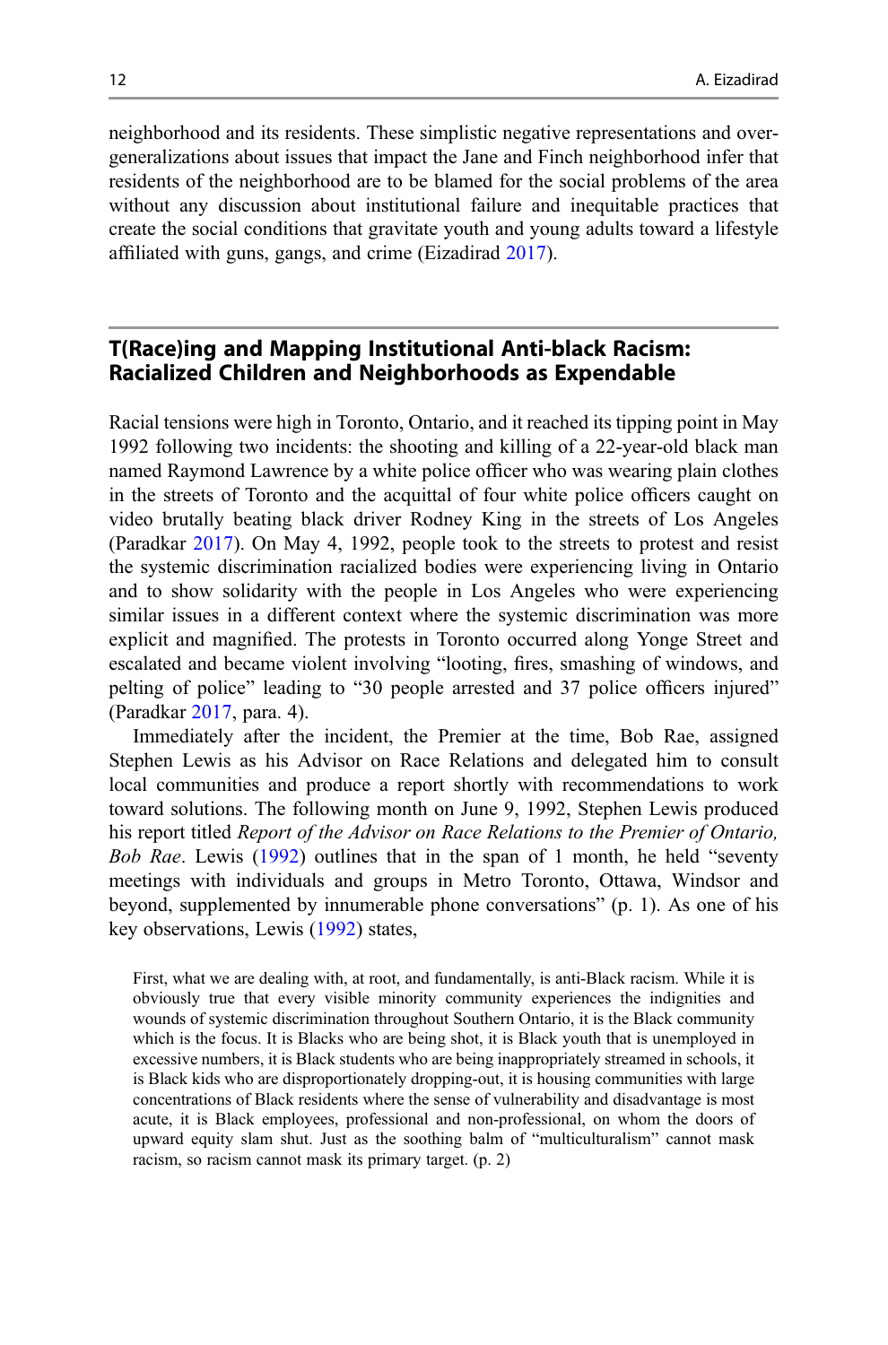neighborhood and its residents. These simplistic negative representations and over-generalizations about issues that impact the Jane and Finch neighborhood infer that residents of the neighborhood are to be blamed for the social problems of the area without any discussion about institutional failure and inequitable practices that create the social conditions that gravitate youth and young adults toward a lifestyle affiliated with guns, gangs, and crime (Eizadirad 2017).

## T(Race)ing and Mapping Institutional Anti-black Racism: Racialized Children and Neighborhoods as Expendable

Racial tensions were high in Toronto, Ontario, and it reached its tipping point in May 1992 following two incidents: the shooting and killing of a 22-year-old black man named Raymond Lawrence by a white police officer who was wearing plain clothes in the streets of Toronto and the acquittal of four white police officers caught on video brutally beating black driver Rodney King in the streets of Los Angeles (Paradkar 2017). On May 4, 1992, people took to the streets to protest and resist the systemic discrimination racialized bodies were experiencing living in Ontario and to show solidarity with the people in Los Angeles who were experiencing similar issues in a different context where the systemic discrimination was more explicit and magnified. The protests in Toronto occurred along Yonge Street and escalated and became violent involving "looting, fires, smashing of windows, and pelting of police" leading to "30 people arrested and 37 police officers injured" (Paradkar 2017, para. 4).

Immediately after the incident, the Premier at the time, Bob Rae, assigned Stephen Lewis as his Advisor on Race Relations and delegated him to consult local communities and produce a report shortly with recommendations to work toward solutions. The following month on June 9, 1992, Stephen Lewis produced his report titled *Report of the Advisor on Race Relations to the Premier of Ontario, Bob Rae*. Lewis (1992) outlines that in the span of 1 month, he held "seventy meetings with individuals and groups in Metro Toronto, Ottawa, Windsor and beyond, supplemented by innumerable phone conversations" (p. 1). As one of his key observations, Lewis (1992) states,

> First, what we are dealing with, at root, and fundamentally, is anti-Black racism. While it is obviously true that every visible minority community experiences the indignities and wounds of systemic discrimination throughout Southern Ontario, it is the Black community which is the focus. It is Blacks who are being shot, it is Black youth that is unemployed in excessive numbers, it is Black students who are being inappropriately streamed in schools, it is Black kids who are disproportionately dropping-out, it is housing communities with large concentrations of Black residents where the sense of vulnerability and disadvantage is most acute, it is Black employees, professional and non-professional, on whom the doors of upward equity slam shut. Just as the soothing balm of "multiculturalism" cannot mask racism, so racism cannot mask its primary target. (p. 2)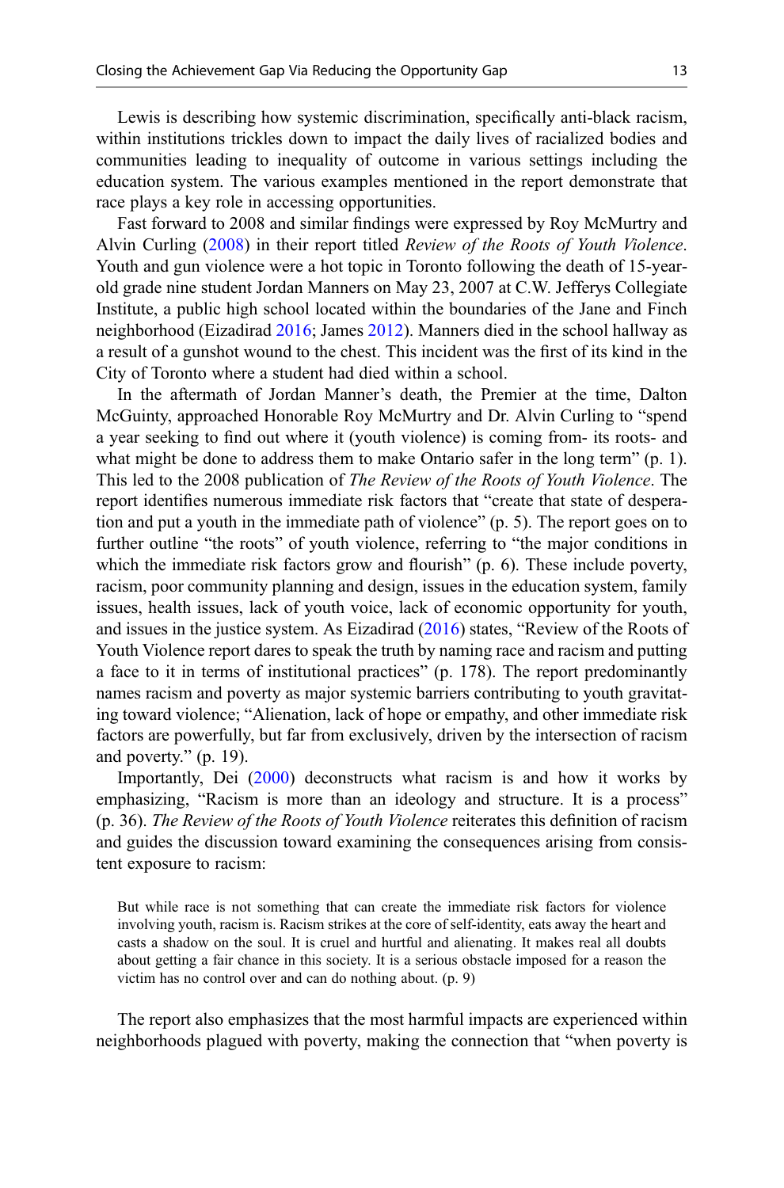Lewis is describing how systemic discrimination, specifically anti-black racism, within institutions trickles down to impact the daily lives of racialized bodies and communities leading to inequality of outcome in various settings including the education system. The various examples mentioned in the report demonstrate that race plays a key role in accessing opportunities.

Fast forward to 2008 and similar findings were expressed by Roy McMurtry and Alvin Curling (2008) in their report titled *Review of the Roots of Youth Violence*. Youth and gun violence were a hot topic in Toronto following the death of 15-year-old grade nine student Jordan Manners on May 23, 2007 at C.W. Jefferys Collegiate Institute, a public high school located within the boundaries of the Jane and Finch neighborhood (Eizadirad 2016; James 2012). Manners died in the school hallway as a result of a gunshot wound to the chest. This incident was the first of its kind in the City of Toronto where a student had died within a school.

In the aftermath of Jordan Manner's death, the Premier at the time, Dalton McGuinty, approached Honorable Roy McMurtry and Dr. Alvin Curling to "spend a year seeking to find out where it (youth violence) is coming from- its roots- and what might be done to address them to make Ontario safer in the long term" (p. 1). This led to the 2008 publication of *The Review of the Roots of Youth Violence*. The report identifies numerous immediate risk factors that "create that state of desperation and put a youth in the immediate path of violence" (p. 5). The report goes on to further outline "the roots" of youth violence, referring to "the major conditions in which the immediate risk factors grow and flourish" (p. 6). These include poverty, racism, poor community planning and design, issues in the education system, family issues, health issues, lack of youth voice, lack of economic opportunity for youth, and issues in the justice system. As Eizadirad (2016) states, "Review of the Roots of Youth Violence report dares to speak the truth by naming race and racism and putting a face to it in terms of institutional practices" (p. 178). The report predominantly names racism and poverty as major systemic barriers contributing to youth gravitating toward violence; "Alienation, lack of hope or empathy, and other immediate risk factors are powerfully, but far from exclusively, driven by the intersection of racism and poverty." (p. 19).

Importantly, Dei (2000) deconstructs what racism is and how it works by emphasizing, "Racism is more than an ideology and structure. It is a process" (p. 36). *The Review of the Roots of Youth Violence* reiterates this definition of racism and guides the discussion toward examining the consequences arising from consistent exposure to racism:

> But while race is not something that can create the immediate risk factors for violence involving youth, racism is. Racism strikes at the core of self-identity, eats away the heart and casts a shadow on the soul. It is cruel and hurtful and alienating. It makes real all doubts about getting a fair chance in this society. It is a serious obstacle imposed for a reason the victim has no control over and can do nothing about. (p. 9)

The report also emphasizes that the most harmful impacts are experienced within neighborhoods plagued with poverty, making the connection that "when poverty is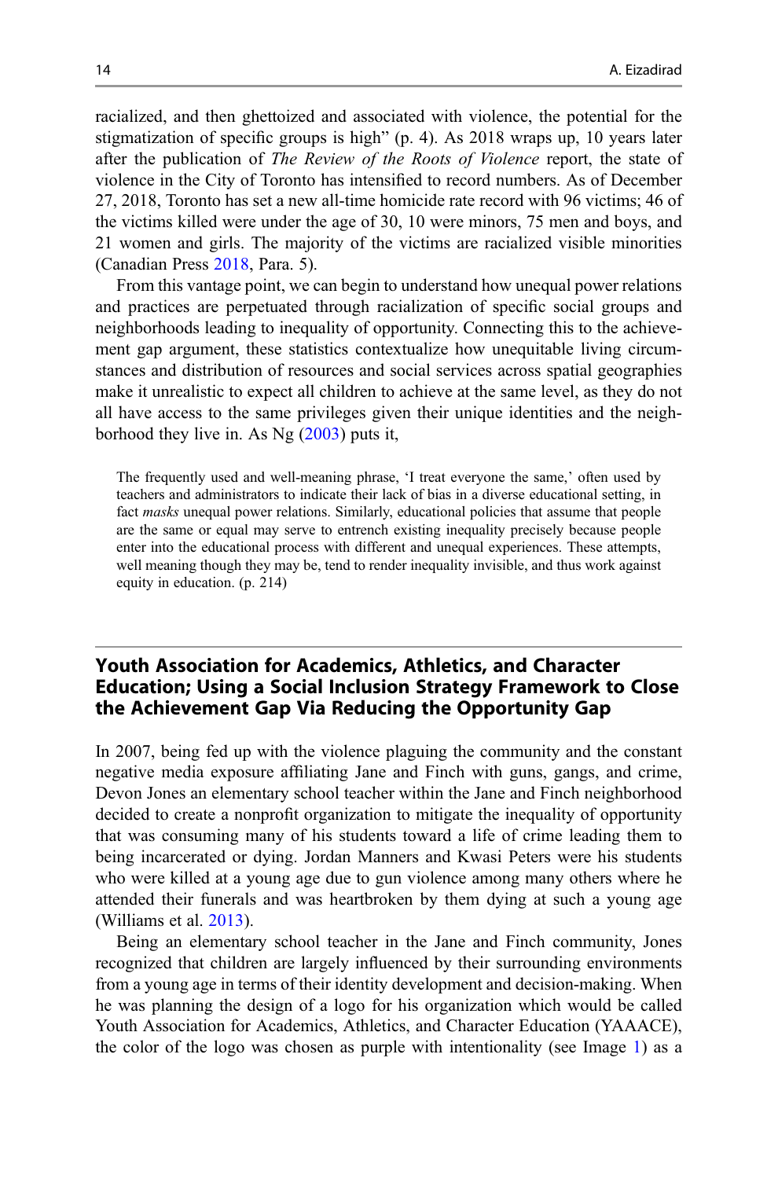racialized, and then ghettoized and associated with violence, the potential for the stigmatization of specific groups is high" (p. 4). As 2018 wraps up, 10 years later after the publication of *The Review of the Roots of Violence* report, the state of violence in the City of Toronto has intensified to record numbers. As of December 27, 2018, Toronto has set a new all-time homicide rate record with 96 victims; 46 of the victims killed were under the age of 30, 10 were minors, 75 men and boys, and 21 women and girls. The majority of the victims are racialized visible minorities (Canadian Press 2018, Para. 5).

From this vantage point, we can begin to understand how unequal power relations and practices are perpetuated through racialization of specific social groups and neighborhoods leading to inequality of opportunity. Connecting this to the achievement gap argument, these statistics contextualize how unequitable living circumstances and distribution of resources and social services across spatial geographies make it unrealistic to expect all children to achieve at the same level, as they do not all have access to the same privileges given their unique identities and the neighborhood they live in. As Ng (2003) puts it,

> The frequently used and well-meaning phrase, 'I treat everyone the same,' often used by teachers and administrators to indicate their lack of bias in a diverse educational setting, in fact *masks* unequal power relations. Similarly, educational policies that assume that people are the same or equal may serve to entrench existing inequality precisely because people enter into the educational process with different and unequal experiences. These attempts, well meaning though they may be, tend to render inequality invisible, and thus work against equity in education. (p. 214)

## Youth Association for Academics, Athletics, and Character Education; Using a Social Inclusion Strategy Framework to Close the Achievement Gap Via Reducing the Opportunity Gap

In 2007, being fed up with the violence plaguing the community and the constant negative media exposure affiliating Jane and Finch with guns, gangs, and crime, Devon Jones an elementary school teacher within the Jane and Finch neighborhood decided to create a nonprofit organization to mitigate the inequality of opportunity that was consuming many of his students toward a life of crime leading them to being incarcerated or dying. Jordan Manners and Kwasi Peters were his students who were killed at a young age due to gun violence among many others where he attended their funerals and was heartbroken by them dying at such a young age (Williams et al. 2013).

Being an elementary school teacher in the Jane and Finch community, Jones recognized that children are largely influenced by their surrounding environments from a young age in terms of their identity development and decision-making. When he was planning the design of a logo for his organization which would be called Youth Association for Academics, Athletics, and Character Education (YAAACE), the color of the logo was chosen as purple with intentionality (see Image 1) as a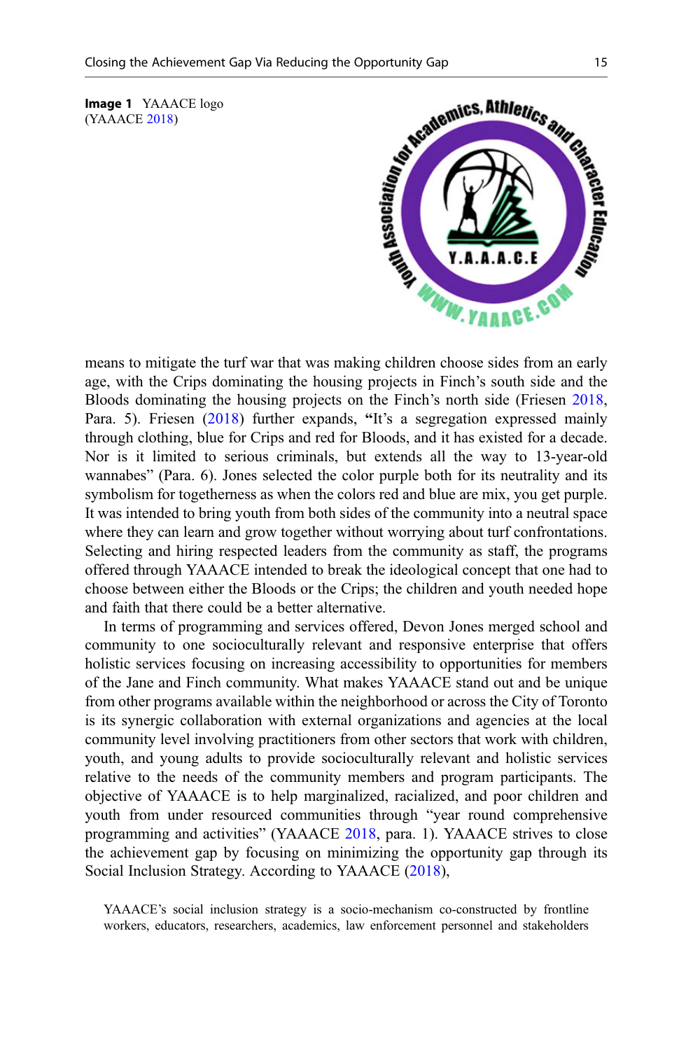**Image 1** YAAACE logo (YAAACE 2018)

means to mitigate the turf war that was making children choose sides from an early age, with the Crips dominating the housing projects in Finch's south side and the Bloods dominating the housing projects on the Finch's north side (Friesen 2018, Para. 5). Friesen (2018) further expands, **"**It's a segregation expressed mainly through clothing, blue for Crips and red for Bloods, and it has existed for a decade. Nor is it limited to serious criminals, but extends all the way to 13-year-old wannabes" (Para. 6). Jones selected the color purple both for its neutrality and its symbolism for togetherness as when the colors red and blue are mix, you get purple. It was intended to bring youth from both sides of the community into a neutral space where they can learn and grow together without worrying about turf confrontations. Selecting and hiring respected leaders from the community as staff, the programs offered through YAAACE intended to break the ideological concept that one had to choose between either the Bloods or the Crips; the children and youth needed hope and faith that there could be a better alternative.

In terms of programming and services offered, Devon Jones merged school and community to one socioculturally relevant and responsive enterprise that offers holistic services focusing on increasing accessibility to opportunities for members of the Jane and Finch community. What makes YAAACE stand out and be unique from other programs available within the neighborhood or across the City of Toronto is its synergic collaboration with external organizations and agencies at the local community level involving practitioners from other sectors that work with children, youth, and young adults to provide socioculturally relevant and holistic services relative to the needs of the community members and program participants. The objective of YAAACE is to help marginalized, racialized, and poor children and youth from under resourced communities through "year round comprehensive programming and activities" (YAAACE 2018, para. 1). YAAACE strives to close the achievement gap by focusing on minimizing the opportunity gap through its Social Inclusion Strategy. According to YAAACE (2018),

> YAAACE's social inclusion strategy is a socio-mechanism co-constructed by frontline workers, educators, researchers, academics, law enforcement personnel and stakeholders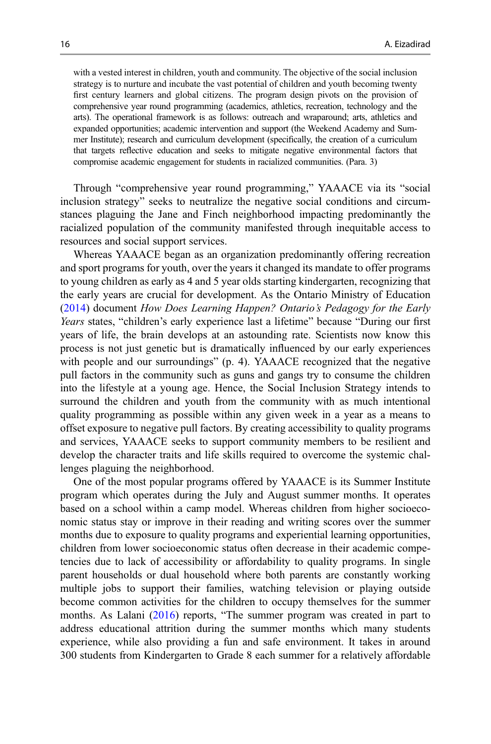> with a vested interest in children, youth and community. The objective of the social inclusion strategy is to nurture and incubate the vast potential of children and youth becoming twenty first century learners and global citizens. The program design pivots on the provision of comprehensive year round programming (academics, athletics, recreation, technology and the arts). The operational framework is as follows: outreach and wraparound; arts, athletics and expanded opportunities; academic intervention and support (the Weekend Academy and Summer Institute); research and curriculum development (specifically, the creation of a curriculum that targets reflective education and seeks to mitigate negative environmental factors that compromise academic engagement for students in racialized communities. (Para. 3)

Through "comprehensive year round programming," YAAACE via its "social inclusion strategy" seeks to neutralize the negative social conditions and circumstances plaguing the Jane and Finch neighborhood impacting predominantly the racialized population of the community manifested through inequitable access to resources and social support services.

Whereas YAAACE began as an organization predominantly offering recreation and sport programs for youth, over the years it changed its mandate to offer programs to young children as early as 4 and 5 year olds starting kindergarten, recognizing that the early years are crucial for development. As the Ontario Ministry of Education (2014) document *How Does Learning Happen? Ontario's Pedagogy for the Early Years* states, "children's early experience last a lifetime" because "During our first years of life, the brain develops at an astounding rate. Scientists now know this process is not just genetic but is dramatically influenced by our early experiences with people and our surroundings" (p. 4). YAAACE recognized that the negative pull factors in the community such as guns and gangs try to consume the children into the lifestyle at a young age. Hence, the Social Inclusion Strategy intends to surround the children and youth from the community with as much intentional quality programming as possible within any given week in a year as a means to offset exposure to negative pull factors. By creating accessibility to quality programs and services, YAAACE seeks to support community members to be resilient and develop the character traits and life skills required to overcome the systemic challenges plaguing the neighborhood.

One of the most popular programs offered by YAAACE is its Summer Institute program which operates during the July and August summer months. It operates based on a school within a camp model. Whereas children from higher socioeconomic status stay or improve in their reading and writing scores over the summer months due to exposure to quality programs and experiential learning opportunities, children from lower socioeconomic status often decrease in their academic competencies due to lack of accessibility or affordability to quality programs. In single parent households or dual household where both parents are constantly working multiple jobs to support their families, watching television or playing outside become common activities for the children to occupy themselves for the summer months. As Lalani (2016) reports, "The summer program was created in part to address educational attrition during the summer months which many students experience, while also providing a fun and safe environment. It takes in around 300 students from Kindergarten to Grade 8 each summer for a relatively affordable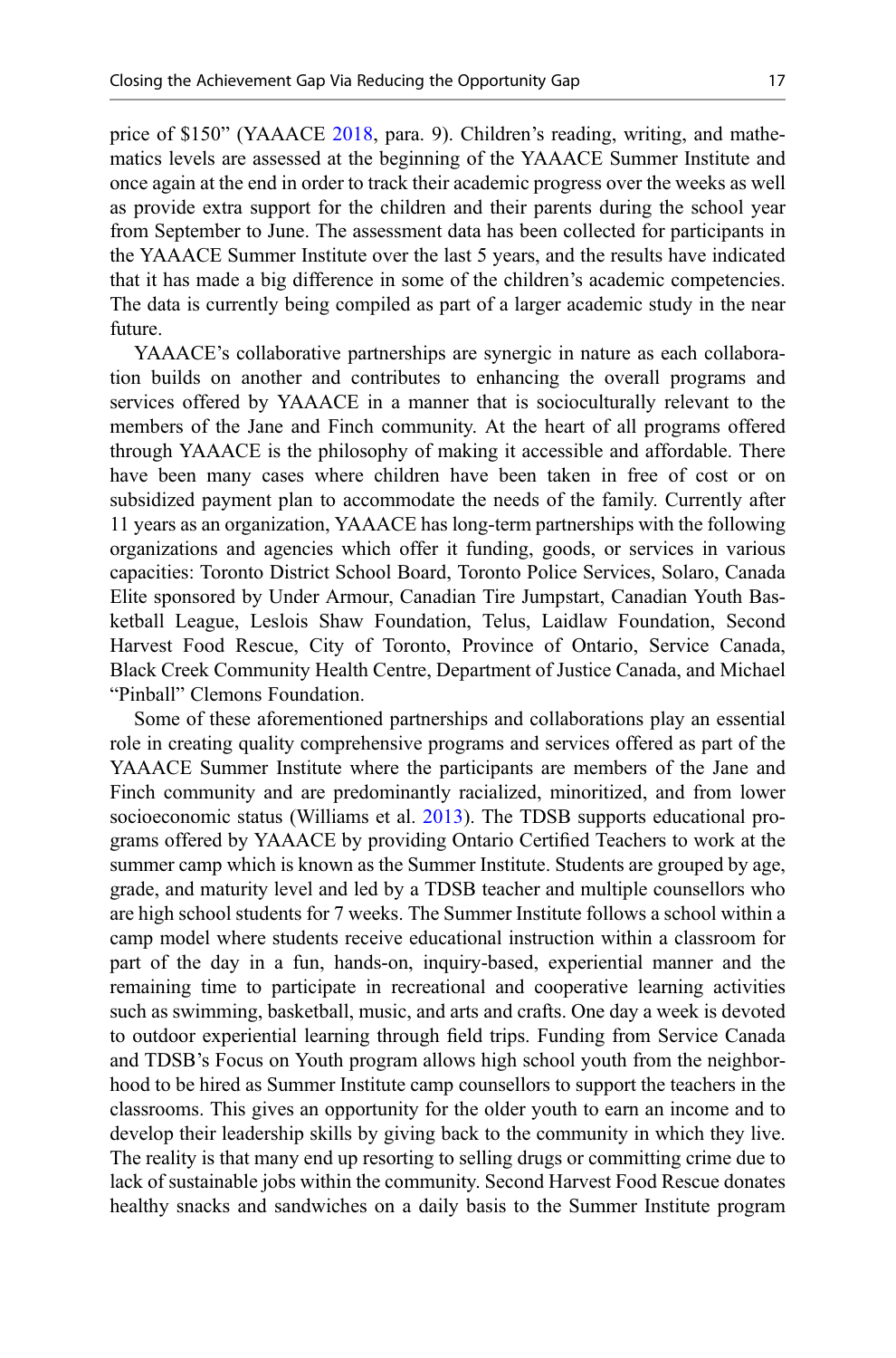price of $150" (YAAACE 2018, para. 9). Children's reading, writing, and mathematics levels are assessed at the beginning of the YAAACE Summer Institute and once again at the end in order to track their academic progress over the weeks as well as provide extra support for the children and their parents during the school year from September to June. The assessment data has been collected for participants in the YAAACE Summer Institute over the last 5 years, and the results have indicated that it has made a big difference in some of the children's academic competencies. The data is currently being compiled as part of a larger academic study in the near future.

YAAACE's collaborative partnerships are synergic in nature as each collaboration builds on another and contributes to enhancing the overall programs and services offered by YAAACE in a manner that is socioculturally relevant to the members of the Jane and Finch community. At the heart of all programs offered through YAAACE is the philosophy of making it accessible and affordable. There have been many cases where children have been taken in free of cost or on subsidized payment plan to accommodate the needs of the family. Currently after 11 years as an organization, YAAACE has long-term partnerships with the following organizations and agencies which offer it funding, goods, or services in various capacities: Toronto District School Board, Toronto Police Services, Solaro, Canada Elite sponsored by Under Armour, Canadian Tire Jumpstart, Canadian Youth Basketball League, Leslois Shaw Foundation, Telus, Laidlaw Foundation, Second Harvest Food Rescue, City of Toronto, Province of Ontario, Service Canada, Black Creek Community Health Centre, Department of Justice Canada, and Michael "Pinball" Clemons Foundation.

Some of these aforementioned partnerships and collaborations play an essential role in creating quality comprehensive programs and services offered as part of the YAAACE Summer Institute where the participants are members of the Jane and Finch community and are predominantly racialized, minoritized, and from lower socioeconomic status (Williams et al. 2013). The TDSB supports educational programs offered by YAAACE by providing Ontario Certified Teachers to work at the summer camp which is known as the Summer Institute. Students are grouped by age, grade, and maturity level and led by a TDSB teacher and multiple counsellors who are high school students for 7 weeks. The Summer Institute follows a school within a camp model where students receive educational instruction within a classroom for part of the day in a fun, hands-on, inquiry-based, experiential manner and the remaining time to participate in recreational and cooperative learning activities such as swimming, basketball, music, and arts and crafts. One day a week is devoted to outdoor experiential learning through field trips. Funding from Service Canada and TDSB's Focus on Youth program allows high school youth from the neighborhood to be hired as Summer Institute camp counsellors to support the teachers in the classrooms. This gives an opportunity for the older youth to earn an income and to develop their leadership skills by giving back to the community in which they live. The reality is that many end up resorting to selling drugs or committing crime due to lack of sustainable jobs within the community. Second Harvest Food Rescue donates healthy snacks and sandwiches on a daily basis to the Summer Institute program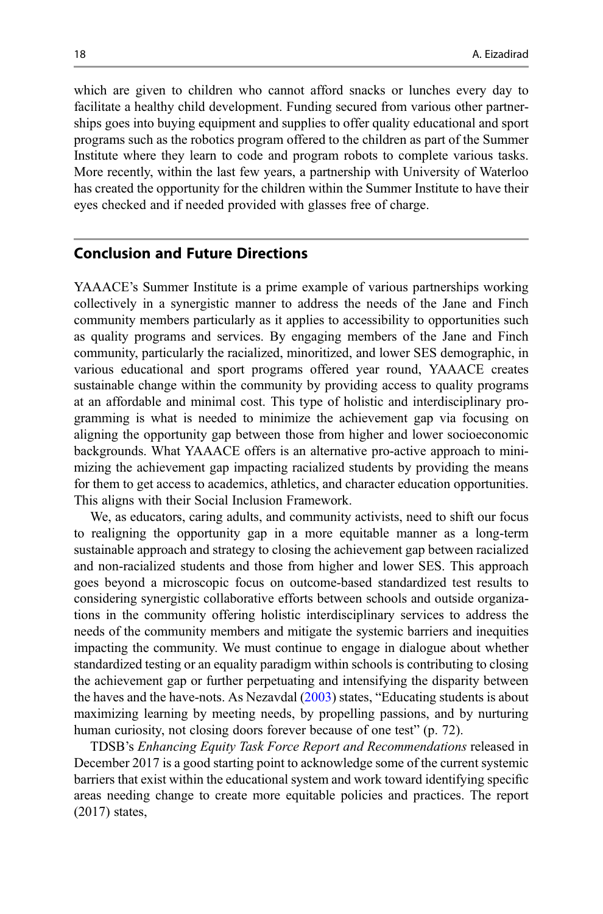which are given to children who cannot afford snacks or lunches every day to facilitate a healthy child development. Funding secured from various other partnerships goes into buying equipment and supplies to offer quality educational and sport programs such as the robotics program offered to the children as part of the Summer Institute where they learn to code and program robots to complete various tasks. More recently, within the last few years, a partnership with University of Waterloo has created the opportunity for the children within the Summer Institute to have their eyes checked and if needed provided with glasses free of charge.

## Conclusion and Future Directions

YAAACE's Summer Institute is a prime example of various partnerships working collectively in a synergistic manner to address the needs of the Jane and Finch community members particularly as it applies to accessibility to opportunities such as quality programs and services. By engaging members of the Jane and Finch community, particularly the racialized, minoritized, and lower SES demographic, in various educational and sport programs offered year round, YAAACE creates sustainable change within the community by providing access to quality programs at an affordable and minimal cost. This type of holistic and interdisciplinary programming is what is needed to minimize the achievement gap via focusing on aligning the opportunity gap between those from higher and lower socioeconomic backgrounds. What YAAACE offers is an alternative pro-active approach to minimizing the achievement gap impacting racialized students by providing the means for them to get access to academics, athletics, and character education opportunities. This aligns with their Social Inclusion Framework.

We, as educators, caring adults, and community activists, need to shift our focus to realigning the opportunity gap in a more equitable manner as a long-term sustainable approach and strategy to closing the achievement gap between racialized and non-racialized students and those from higher and lower SES. This approach goes beyond a microscopic focus on outcome-based standardized test results to considering synergistic collaborative efforts between schools and outside organizations in the community offering holistic interdisciplinary services to address the needs of the community members and mitigate the systemic barriers and inequities impacting the community. We must continue to engage in dialogue about whether standardized testing or an equality paradigm within schools is contributing to closing the achievement gap or further perpetuating and intensifying the disparity between the haves and the have-nots. As Nezavdal (2003) states, "Educating students is about maximizing learning by meeting needs, by propelling passions, and by nurturing human curiosity, not closing doors forever because of one test" (p. 72).

TDSB's *Enhancing Equity Task Force Report and Recommendations* released in December 2017 is a good starting point to acknowledge some of the current systemic barriers that exist within the educational system and work toward identifying specific areas needing change to create more equitable policies and practices. The report (2017) states,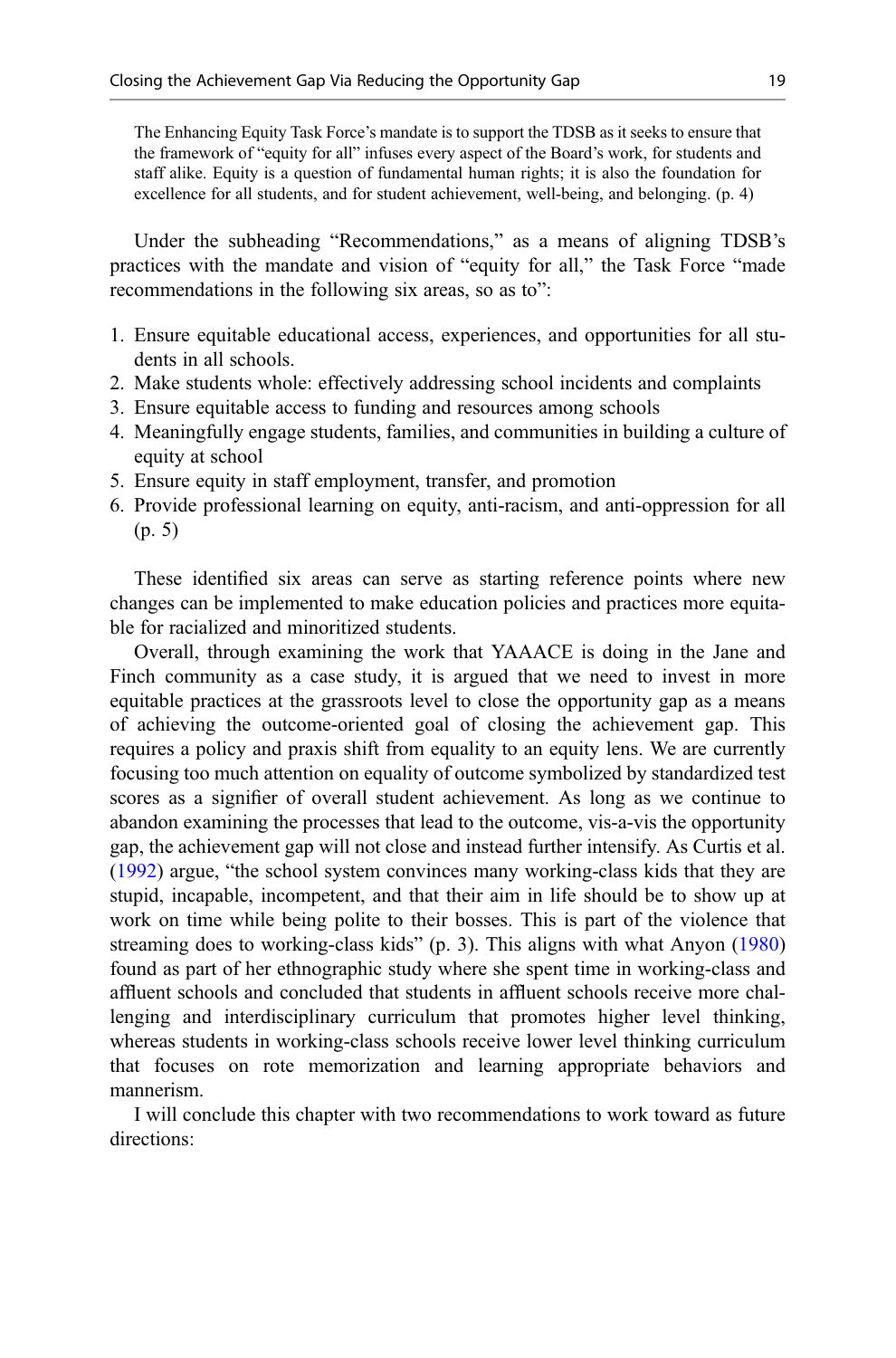> The Enhancing Equity Task Force's mandate is to support the TDSB as it seeks to ensure that the framework of "equity for all" infuses every aspect of the Board's work, for students and staff alike. Equity is a question of fundamental human rights; it is also the foundation for excellence for all students, and for student achievement, well-being, and belonging. (p. 4)

Under the subheading "Recommendations," as a means of aligning TDSB's practices with the mandate and vision of "equity for all," the Task Force "made recommendations in the following six areas, so as to":

1. Ensure equitable educational access, experiences, and opportunities for all students in all schools.
2. Make students whole: effectively addressing school incidents and complaints
3. Ensure equitable access to funding and resources among schools
4. Meaningfully engage students, families, and communities in building a culture of equity at school
5. Ensure equity in staff employment, transfer, and promotion
6. Provide professional learning on equity, anti-racism, and anti-oppression for all (p. 5)

These identified six areas can serve as starting reference points where new changes can be implemented to make education policies and practices more equitable for racialized and minoritized students.

Overall, through examining the work that YAAACE is doing in the Jane and Finch community as a case study, it is argued that we need to invest in more equitable practices at the grassroots level to close the opportunity gap as a means of achieving the outcome-oriented goal of closing the achievement gap. This requires a policy and praxis shift from equality to an equity lens. We are currently focusing too much attention on equality of outcome symbolized by standardized test scores as a signifier of overall student achievement. As long as we continue to abandon examining the processes that lead to the outcome, vis-a-vis the opportunity gap, the achievement gap will not close and instead further intensify. As Curtis et al. (1992) argue, "the school system convinces many working-class kids that they are stupid, incapable, incompetent, and that their aim in life should be to show up at work on time while being polite to their bosses. This is part of the violence that streaming does to working-class kids" (p. 3). This aligns with what Anyon (1980) found as part of her ethnographic study where she spent time in working-class and affluent schools and concluded that students in affluent schools receive more challenging and interdisciplinary curriculum that promotes higher level thinking, whereas students in working-class schools receive lower level thinking curriculum that focuses on rote memorization and learning appropriate behaviors and mannerism.

I will conclude this chapter with two recommendations to work toward as future directions: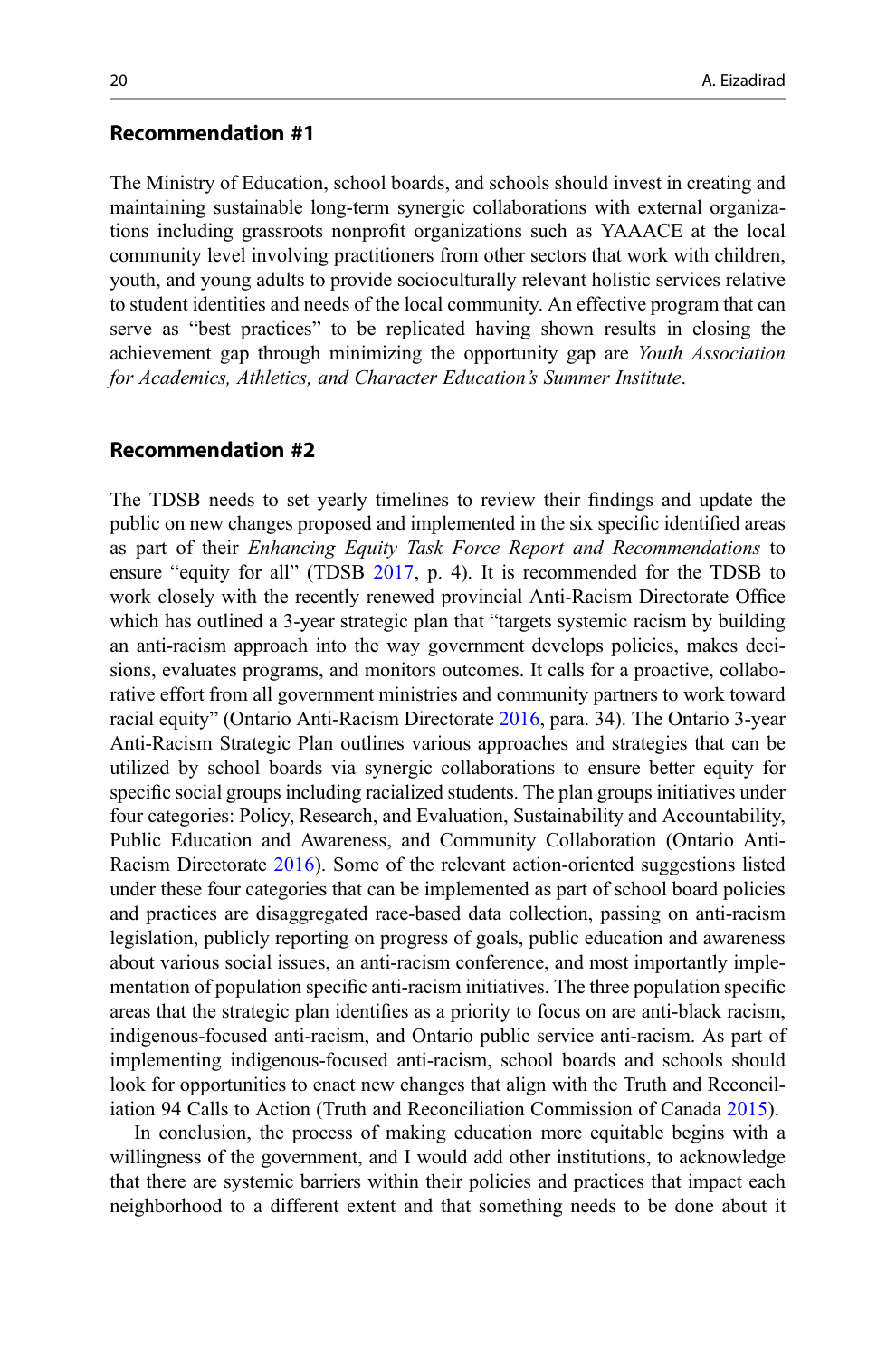### Recommendation #1

The Ministry of Education, school boards, and schools should invest in creating and maintaining sustainable long-term synergic collaborations with external organizations including grassroots nonprofit organizations such as YAAACE at the local community level involving practitioners from other sectors that work with children, youth, and young adults to provide socioculturally relevant holistic services relative to student identities and needs of the local community. An effective program that can serve as "best practices" to be replicated having shown results in closing the achievement gap through minimizing the opportunity gap are *Youth Association for Academics, Athletics, and Character Education's Summer Institute*.

### Recommendation #2

The TDSB needs to set yearly timelines to review their findings and update the public on new changes proposed and implemented in the six specific identified areas as part of their *Enhancing Equity Task Force Report and Recommendations* to ensure "equity for all" (TDSB 2017, p. 4). It is recommended for the TDSB to work closely with the recently renewed provincial Anti-Racism Directorate Office which has outlined a 3-year strategic plan that "targets systemic racism by building an anti-racism approach into the way government develops policies, makes decisions, evaluates programs, and monitors outcomes. It calls for a proactive, collaborative effort from all government ministries and community partners to work toward racial equity" (Ontario Anti-Racism Directorate 2016, para. 34). The Ontario 3-year Anti-Racism Strategic Plan outlines various approaches and strategies that can be utilized by school boards via synergic collaborations to ensure better equity for specific social groups including racialized students. The plan groups initiatives under four categories: Policy, Research, and Evaluation, Sustainability and Accountability, Public Education and Awareness, and Community Collaboration (Ontario Anti-Racism Directorate 2016). Some of the relevant action-oriented suggestions listed under these four categories that can be implemented as part of school board policies and practices are disaggregated race-based data collection, passing on anti-racism legislation, publicly reporting on progress of goals, public education and awareness about various social issues, an anti-racism conference, and most importantly implementation of population specific anti-racism initiatives. The three population specific areas that the strategic plan identifies as a priority to focus on are anti-black racism, indigenous-focused anti-racism, and Ontario public service anti-racism. As part of implementing indigenous-focused anti-racism, school boards and schools should look for opportunities to enact new changes that align with the Truth and Reconciliation 94 Calls to Action (Truth and Reconciliation Commission of Canada 2015).

In conclusion, the process of making education more equitable begins with a willingness of the government, and I would add other institutions, to acknowledge that there are systemic barriers within their policies and practices that impact each neighborhood to a different extent and that something needs to be done about it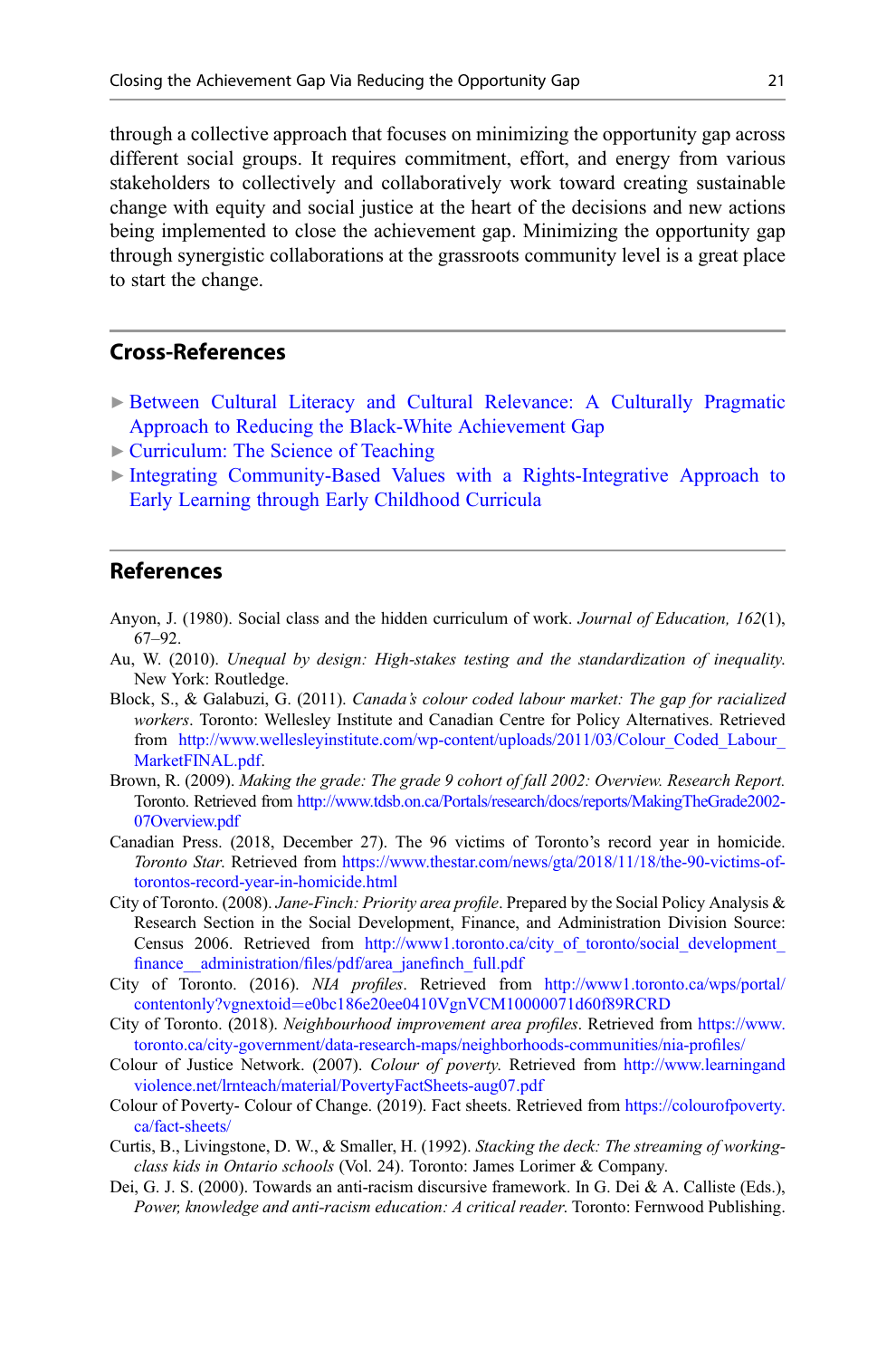through a collective approach that focuses on minimizing the opportunity gap across different social groups. It requires commitment, effort, and energy from various stakeholders to collectively and collaboratively work toward creating sustainable change with equity and social justice at the heart of the decisions and new actions being implemented to close the achievement gap. Minimizing the opportunity gap through synergistic collaborations at the grassroots community level is a great place to start the change.

## Cross-References

- ▶ Between Cultural Literacy and Cultural Relevance: A Culturally Pragmatic Approach to Reducing the Black-White Achievement Gap
- ▶ Curriculum: The Science of Teaching
- ▶ Integrating Community-Based Values with a Rights-Integrative Approach to Early Learning through Early Childhood Curricula

## References

Anyon, J. (1980). Social class and the hidden curriculum of work. *Journal of Education, 162*(1), 67–92.

Au, W. (2010). *Unequal by design: High-stakes testing and the standardization of inequality*. New York: Routledge.

Block, S., & Galabuzi, G. (2011). *Canada's colour coded labour market: The gap for racialized workers*. Toronto: Wellesley Institute and Canadian Centre for Policy Alternatives. Retrieved from http://www.wellesleyinstitute.com/wp-content/uploads/2011/03/Colour_Coded_Labour_MarketFINAL.pdf.

Brown, R. (2009). *Making the grade: The grade 9 cohort of fall 2002: Overview. Research Report.* Toronto. Retrieved from http://www.tdsb.on.ca/Portals/research/docs/reports/MakingTheGrade2002-07Overview.pdf

Canadian Press. (2018, December 27). The 96 victims of Toronto's record year in homicide. *Toronto Star*. Retrieved from https://www.thestar.com/news/gta/2018/11/18/the-90-victims-of-torontos-record-year-in-homicide.html

City of Toronto. (2008). *Jane-Finch: Priority area profile*. Prepared by the Social Policy Analysis & Research Section in the Social Development, Finance, and Administration Division Source: Census 2006. Retrieved from http://www1.toronto.ca/city_of_toronto/social_development_finance__administration/files/pdf/area_janefinch_full.pdf

City of Toronto. (2016). *NIA profiles*. Retrieved from http://www1.toronto.ca/wps/portal/contentonly?vgnextoid=e0bc186e20ee0410VgnVCM10000071d60f89RCRD

City of Toronto. (2018). *Neighbourhood improvement area profiles*. Retrieved from https://www.toronto.ca/city-government/data-research-maps/neighborhoods-communities/nia-profiles/

Colour of Justice Network. (2007). *Colour of poverty*. Retrieved from http://www.learningandviolence.net/lrnteach/material/PovertyFactSheets-aug07.pdf

Colour of Poverty- Colour of Change. (2019). Fact sheets. Retrieved from https://colourofpoverty.ca/fact-sheets/

Curtis, B., Livingstone, D. W., & Smaller, H. (1992). *Stacking the deck: The streaming of working-class kids in Ontario schools* (Vol. 24). Toronto: James Lorimer & Company.

Dei, G. J. S. (2000). Towards an anti-racism discursive framework. In G. Dei & A. Calliste (Eds.), *Power, knowledge and anti-racism education: A critical reader*. Toronto: Fernwood Publishing.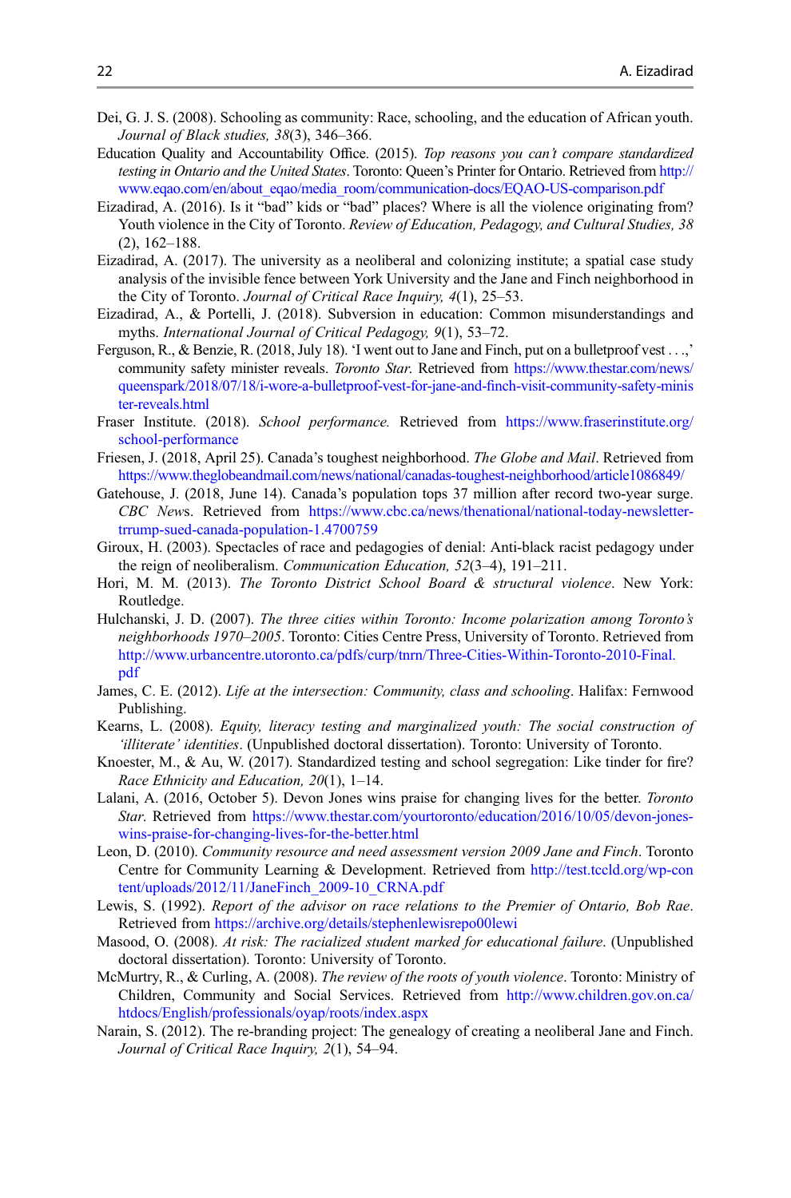Dei, G. J. S. (2008). Schooling as community: Race, schooling, and the education of African youth. *Journal of Black studies, 38*(3), 346–366.

Education Quality and Accountability Office. (2015). *Top reasons you can't compare standardized testing in Ontario and the United States*. Toronto: Queen's Printer for Ontario. Retrieved from http://www.eqao.com/en/about_eqao/media_room/communication-docs/EQAO-US-comparison.pdf

Eizadirad, A. (2016). Is it "bad" kids or "bad" places? Where is all the violence originating from? Youth violence in the City of Toronto. *Review of Education, Pedagogy, and Cultural Studies, 38* (2), 162–188.

Eizadirad, A. (2017). The university as a neoliberal and colonizing institute; a spatial case study analysis of the invisible fence between York University and the Jane and Finch neighborhood in the City of Toronto. *Journal of Critical Race Inquiry, 4*(1), 25–53.

Eizadirad, A., & Portelli, J. (2018). Subversion in education: Common misunderstandings and myths. *International Journal of Critical Pedagogy, 9*(1), 53–72.

Ferguson, R., & Benzie, R. (2018, July 18). 'I went out to Jane and Finch, put on a bulletproof vest . . .,' community safety minister reveals. *Toronto Star*. Retrieved from https://www.thestar.com/news/queenspark/2018/07/18/i-wore-a-bulletproof-vest-for-jane-and-finch-visit-community-safety-minister-reveals.html

Fraser Institute. (2018). *School performance.* Retrieved from https://www.fraserinstitute.org/school-performance

Friesen, J. (2018, April 25). Canada's toughest neighborhood. *The Globe and Mail*. Retrieved from https://www.theglobeandmail.com/news/national/canadas-toughest-neighborhood/article1086849/

Gatehouse, J. (2018, June 14). Canada's population tops 37 million after record two-year surge. *CBC News*. Retrieved from https://www.cbc.ca/news/thenational/national-today-newsletter-trrump-sued-canada-population-1.4700759

Giroux, H. (2003). Spectacles of race and pedagogies of denial: Anti-black racist pedagogy under the reign of neoliberalism. *Communication Education, 52*(3–4), 191–211.

Hori, M. M. (2013). *The Toronto District School Board & structural violence*. New York: Routledge.

Hulchanski, J. D. (2007). *The three cities within Toronto: Income polarization among Toronto's neighborhoods 1970–2005*. Toronto: Cities Centre Press, University of Toronto. Retrieved from http://www.urbancentre.utoronto.ca/pdfs/curp/tnrn/Three-Cities-Within-Toronto-2010-Final.pdf

James, C. E. (2012). *Life at the intersection: Community, class and schooling*. Halifax: Fernwood Publishing.

Kearns, L. (2008). *Equity, literacy testing and marginalized youth: The social construction of 'illiterate' identities*. (Unpublished doctoral dissertation). Toronto: University of Toronto.

Knoester, M., & Au, W. (2017). Standardized testing and school segregation: Like tinder for fire? *Race Ethnicity and Education, 20*(1), 1–14.

Lalani, A. (2016, October 5). Devon Jones wins praise for changing lives for the better. *Toronto Star*. Retrieved from https://www.thestar.com/yourtoronto/education/2016/10/05/devon-jones-wins-praise-for-changing-lives-for-the-better.html

Leon, D. (2010). *Community resource and need assessment version 2009 Jane and Finch*. Toronto Centre for Community Learning & Development. Retrieved from http://test.tccld.org/wp-content/uploads/2012/11/JaneFinch_2009-10_CRNA.pdf

Lewis, S. (1992). *Report of the advisor on race relations to the Premier of Ontario, Bob Rae*. Retrieved from https://archive.org/details/stephenlewisrepo00lewi

Masood, O. (2008). *At risk: The racialized student marked for educational failure*. (Unpublished doctoral dissertation). Toronto: University of Toronto.

McMurtry, R., & Curling, A. (2008). *The review of the roots of youth violence*. Toronto: Ministry of Children, Community and Social Services. Retrieved from http://www.children.gov.on.ca/htdocs/English/professionals/oyap/roots/index.aspx

Narain, S. (2012). The re-branding project: The genealogy of creating a neoliberal Jane and Finch. *Journal of Critical Race Inquiry, 2*(1), 54–94.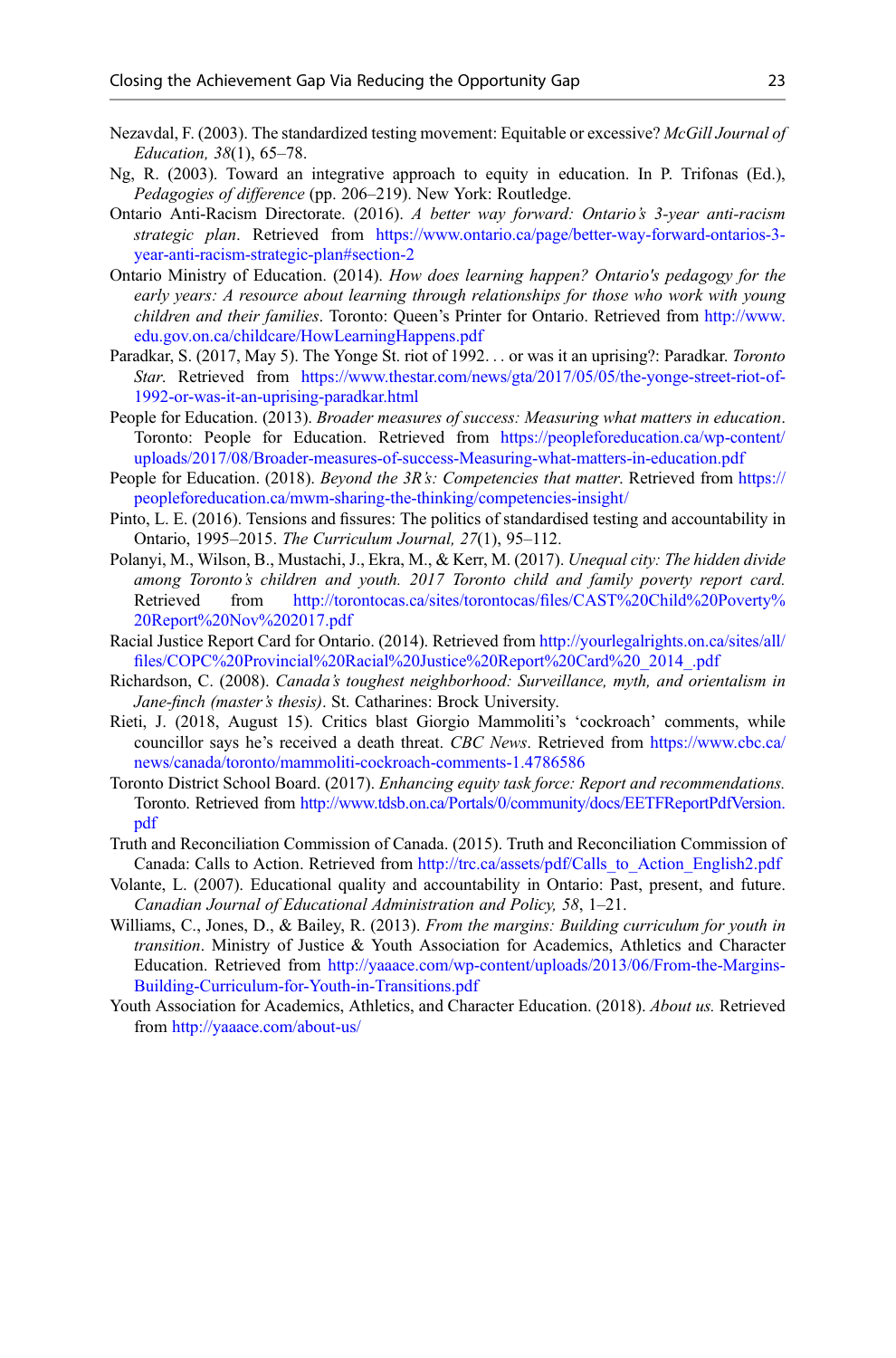Nezavdal, F. (2003). The standardized testing movement: Equitable or excessive? *McGill Journal of Education, 38*(1), 65–78.

Ng, R. (2003). Toward an integrative approach to equity in education. In P. Trifonas (Ed.), *Pedagogies of difference* (pp. 206–219). New York: Routledge.

Ontario Anti-Racism Directorate. (2016). *A better way forward: Ontario's 3-year anti-racism strategic plan*. Retrieved from https://www.ontario.ca/page/better-way-forward-ontarios-3-year-anti-racism-strategic-plan#section-2

Ontario Ministry of Education. (2014). *How does learning happen? Ontario's pedagogy for the early years: A resource about learning through relationships for those who work with young children and their families*. Toronto: Queen's Printer for Ontario. Retrieved from http://www.edu.gov.on.ca/childcare/HowLearningHappens.pdf

Paradkar, S. (2017, May 5). The Yonge St. riot of 1992. . . or was it an uprising?: Paradkar. *Toronto Star*. Retrieved from https://www.thestar.com/news/gta/2017/05/05/the-yonge-street-riot-of-1992-or-was-it-an-uprising-paradkar.html

People for Education. (2013). *Broader measures of success: Measuring what matters in education*. Toronto: People for Education. Retrieved from https://peopleforeducation.ca/wp-content/uploads/2017/08/Broader-measures-of-success-Measuring-what-matters-in-education.pdf

People for Education. (2018). *Beyond the 3R's: Competencies that matter.* Retrieved from https://peopleforeducation.ca/mwm-sharing-the-thinking/competencies-insight/

Pinto, L. E. (2016). Tensions and fissures: The politics of standardised testing and accountability in Ontario, 1995–2015. *The Curriculum Journal, 27*(1), 95–112.

Polanyi, M., Wilson, B., Mustachi, J., Ekra, M., & Kerr, M. (2017). *Unequal city: The hidden divide among Toronto's children and youth. 2017 Toronto child and family poverty report card.* Retrieved from http://torontocas.ca/sites/torontocas/files/CAST%20Child%20Poverty%20Report%20Nov%202017.pdf

Racial Justice Report Card for Ontario. (2014). Retrieved from http://yourlegalrights.on.ca/sites/all/files/COPC%20Provincial%20Racial%20Justice%20Report%20Card%20_2014_.pdf

Richardson, C. (2008). *Canada's toughest neighborhood: Surveillance, myth, and orientalism in Jane-finch (master's thesis)*. St. Catharines: Brock University.

Rieti, J. (2018, August 15). Critics blast Giorgio Mammoliti's 'cockroach' comments, while councillor says he's received a death threat. *CBC News*. Retrieved from https://www.cbc.ca/news/canada/toronto/mammoliti-cockroach-comments-1.4786586

Toronto District School Board. (2017). *Enhancing equity task force: Report and recommendations.* Toronto. Retrieved from http://www.tdsb.on.ca/Portals/0/community/docs/EETFReportPdfVersion.pdf

Truth and Reconciliation Commission of Canada. (2015). Truth and Reconciliation Commission of Canada: Calls to Action. Retrieved from http://trc.ca/assets/pdf/Calls_to_Action_English2.pdf

Volante, L. (2007). Educational quality and accountability in Ontario: Past, present, and future. *Canadian Journal of Educational Administration and Policy, 58*, 1–21.

Williams, C., Jones, D., & Bailey, R. (2013). *From the margins: Building curriculum for youth in transition*. Ministry of Justice & Youth Association for Academics, Athletics and Character Education. Retrieved from http://yaaace.com/wp-content/uploads/2013/06/From-the-Margins-Building-Curriculum-for-Youth-in-Transitions.pdf

Youth Association for Academics, Athletics, and Character Education. (2018). *About us.* Retrieved from http://yaaace.com/about-us/